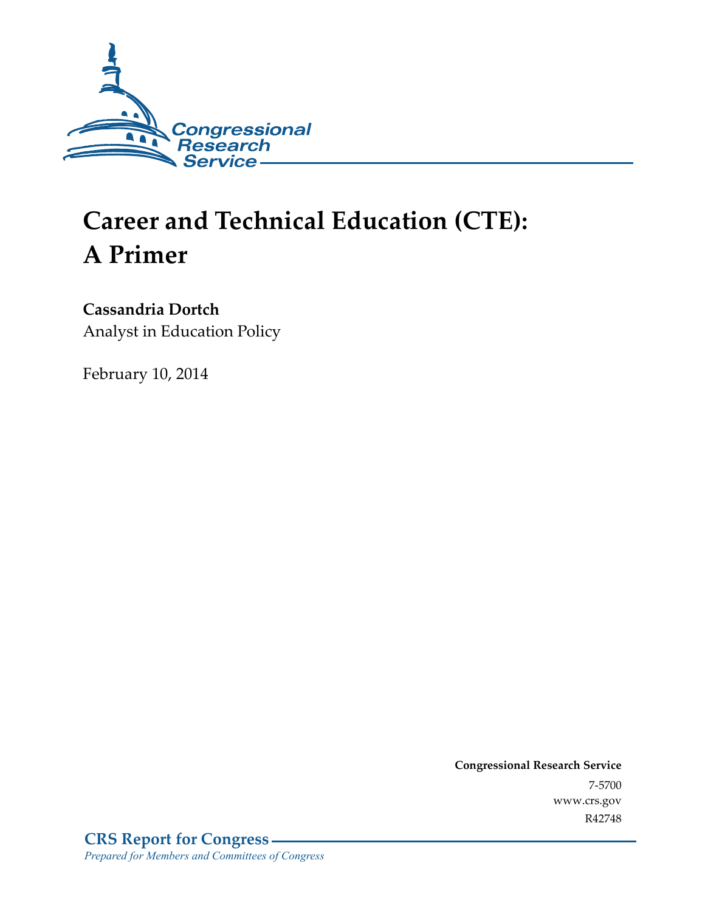Congressional Research Service

# Career and Technical Education (CTE): A Primer

**Cassandria Dortch**
Analyst in Education Policy

February 10, 2014

**Congressional Research Service**
7-5700
www.crs.gov
R42748

**CRS Report for Congress**
*Prepared for Members and Committees of Congress*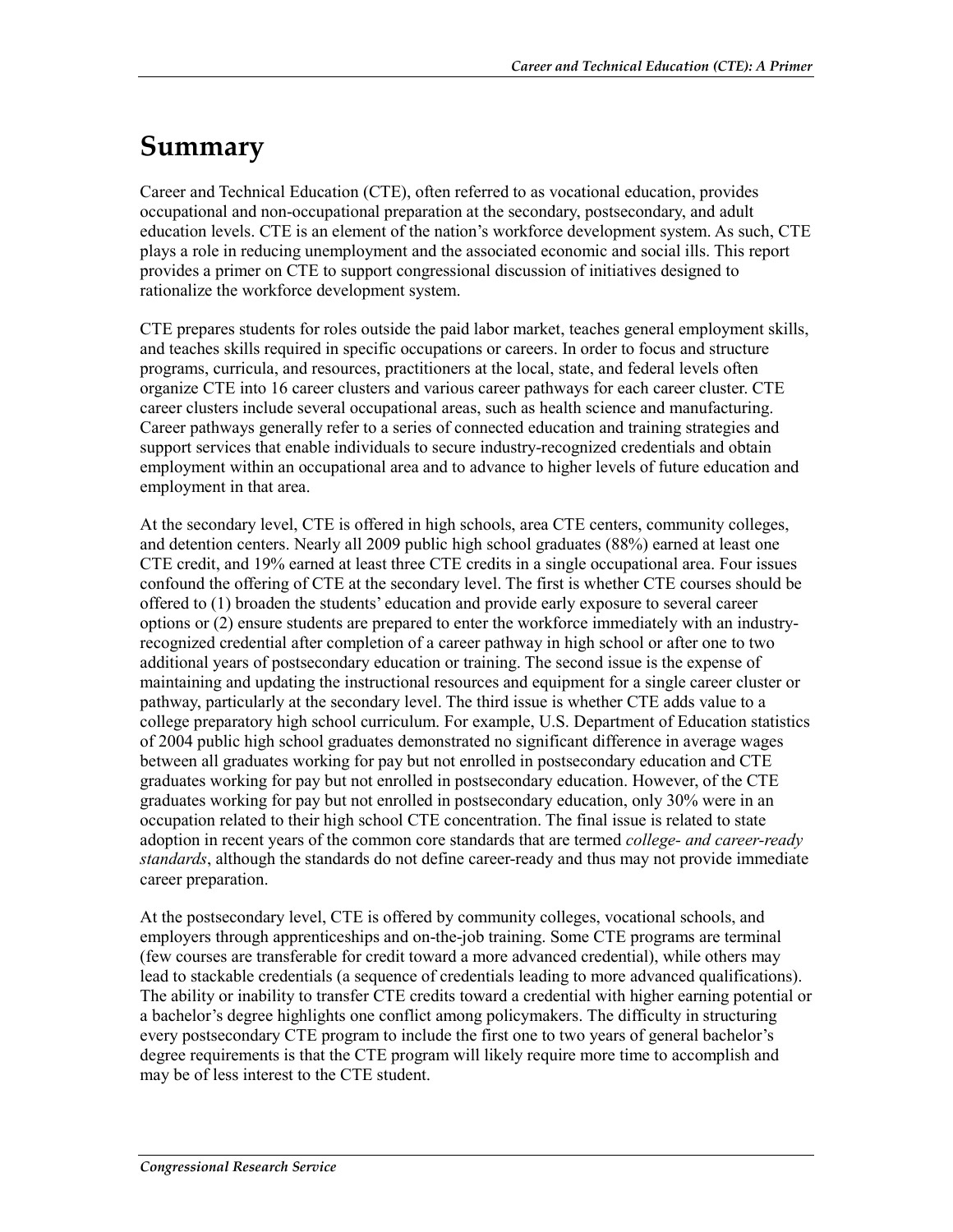# Summary

Career and Technical Education (CTE), often referred to as vocational education, provides occupational and non-occupational preparation at the secondary, postsecondary, and adult education levels. CTE is an element of the nation's workforce development system. As such, CTE plays a role in reducing unemployment and the associated economic and social ills. This report provides a primer on CTE to support congressional discussion of initiatives designed to rationalize the workforce development system.

CTE prepares students for roles outside the paid labor market, teaches general employment skills, and teaches skills required in specific occupations or careers. In order to focus and structure programs, curricula, and resources, practitioners at the local, state, and federal levels often organize CTE into 16 career clusters and various career pathways for each career cluster. CTE career clusters include several occupational areas, such as health science and manufacturing. Career pathways generally refer to a series of connected education and training strategies and support services that enable individuals to secure industry-recognized credentials and obtain employment within an occupational area and to advance to higher levels of future education and employment in that area.

At the secondary level, CTE is offered in high schools, area CTE centers, community colleges, and detention centers. Nearly all 2009 public high school graduates (88%) earned at least one CTE credit, and 19% earned at least three CTE credits in a single occupational area. Four issues confound the offering of CTE at the secondary level. The first is whether CTE courses should be offered to (1) broaden the students' education and provide early exposure to several career options or (2) ensure students are prepared to enter the workforce immediately with an industry-recognized credential after completion of a career pathway in high school or after one to two additional years of postsecondary education or training. The second issue is the expense of maintaining and updating the instructional resources and equipment for a single career cluster or pathway, particularly at the secondary level. The third issue is whether CTE adds value to a college preparatory high school curriculum. For example, U.S. Department of Education statistics of 2004 public high school graduates demonstrated no significant difference in average wages between all graduates working for pay but not enrolled in postsecondary education and CTE graduates working for pay but not enrolled in postsecondary education. However, of the CTE graduates working for pay but not enrolled in postsecondary education, only 30% were in an occupation related to their high school CTE concentration. The final issue is related to state adoption in recent years of the common core standards that are termed *college- and career-ready standards*, although the standards do not define career-ready and thus may not provide immediate career preparation.

At the postsecondary level, CTE is offered by community colleges, vocational schools, and employers through apprenticeships and on-the-job training. Some CTE programs are terminal (few courses are transferable for credit toward a more advanced credential), while others may lead to stackable credentials (a sequence of credentials leading to more advanced qualifications). The ability or inability to transfer CTE credits toward a credential with higher earning potential or a bachelor's degree highlights one conflict among policymakers. The difficulty in structuring every postsecondary CTE program to include the first one to two years of general bachelor's degree requirements is that the CTE program will likely require more time to accomplish and may be of less interest to the CTE student.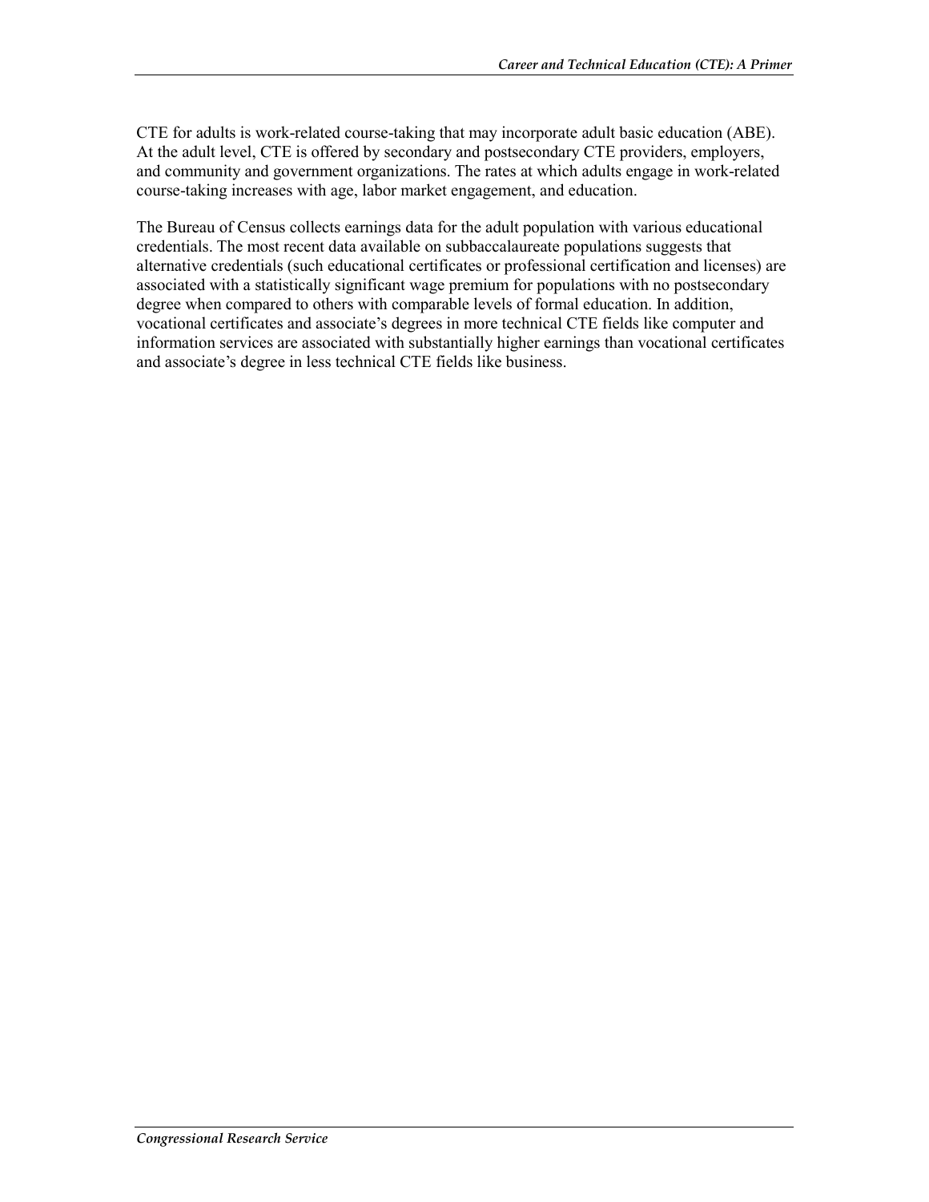CTE for adults is work-related course-taking that may incorporate adult basic education (ABE). At the adult level, CTE is offered by secondary and postsecondary CTE providers, employers, and community and government organizations. The rates at which adults engage in work-related course-taking increases with age, labor market engagement, and education.

The Bureau of Census collects earnings data for the adult population with various educational credentials. The most recent data available on subbaccalaureate populations suggests that alternative credentials (such educational certificates or professional certification and licenses) are associated with a statistically significant wage premium for populations with no postsecondary degree when compared to others with comparable levels of formal education. In addition, vocational certificates and associate's degrees in more technical CTE fields like computer and information services are associated with substantially higher earnings than vocational certificates and associate's degree in less technical CTE fields like business.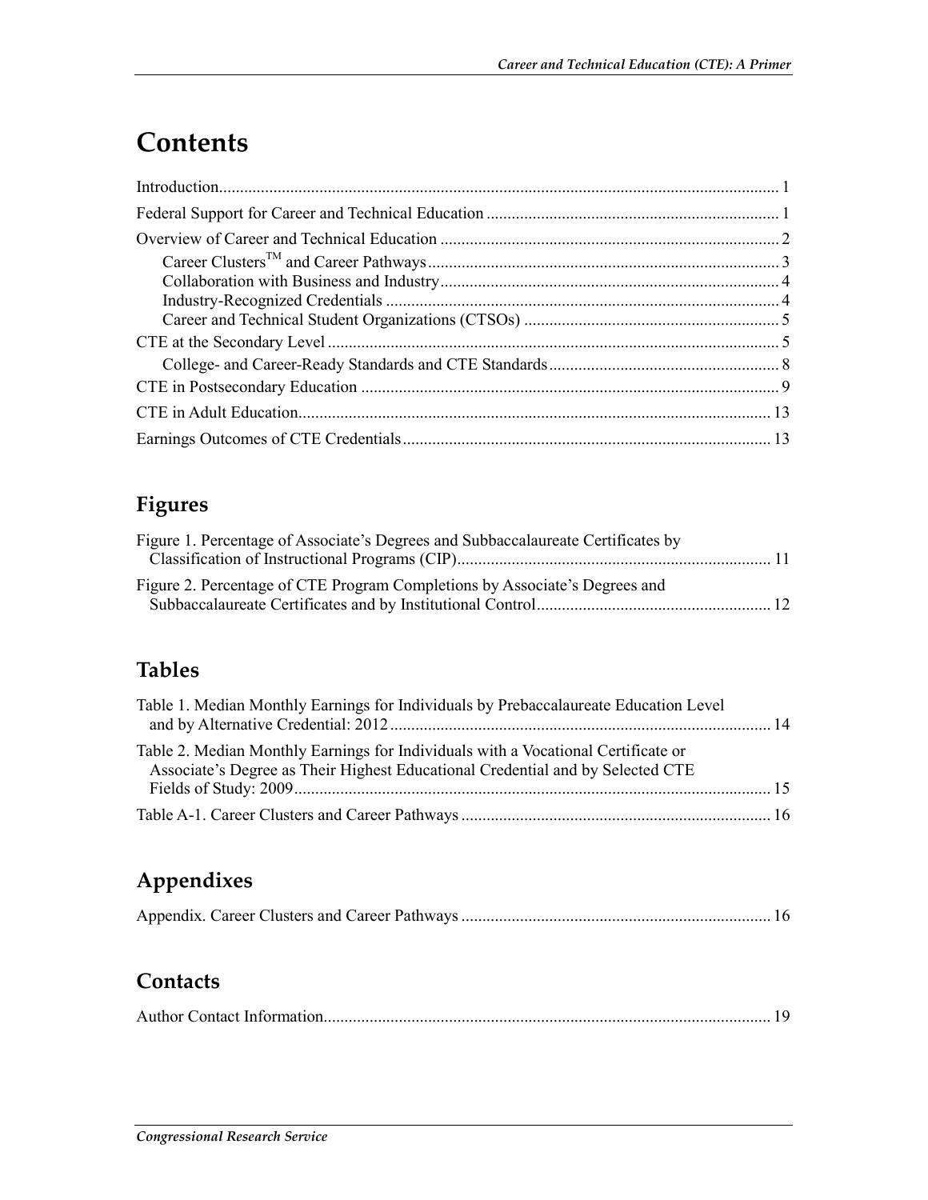# Contents

Introduction..................................................................................................................................... 1

Federal Support for Career and Technical Education ..................................................................... 1

Overview of Career and Technical Education ................................................................................ 2

- Career Clusters™ and Career Pathways................................................................................... 3
- Collaboration with Business and Industry................................................................................ 4
- Industry-Recognized Credentials ............................................................................................ 4
- Career and Technical Student Organizations (CTSOs) ............................................................ 5

CTE at the Secondary Level ........................................................................................................... 5

- College- and Career-Ready Standards and CTE Standards....................................................... 8

CTE in Postsecondary Education ................................................................................................... 9

CTE in Adult Education................................................................................................................ 13

Earnings Outcomes of CTE Credentials........................................................................................ 13

## Figures

Figure 1. Percentage of Associate's Degrees and Subbaccalaureate Certificates by Classification of Instructional Programs (CIP)........................................................................... 11

Figure 2. Percentage of CTE Program Completions by Associate's Degrees and Subbaccalaureate Certificates and by Institutional Control........................................................ 12

## Tables

Table 1. Median Monthly Earnings for Individuals by Prebaccalaureate Education Level and by Alternative Credential: 2012 ........................................................................................... 14

Table 2. Median Monthly Earnings for Individuals with a Vocational Certificate or Associate's Degree as Their Highest Educational Credential and by Selected CTE Fields of Study: 2009................................................................................................................. 15

Table A-1. Career Clusters and Career Pathways ......................................................................... 16

## Appendixes

Appendix. Career Clusters and Career Pathways ......................................................................... 16

## Contacts

Author Contact Information.......................................................................................................... 19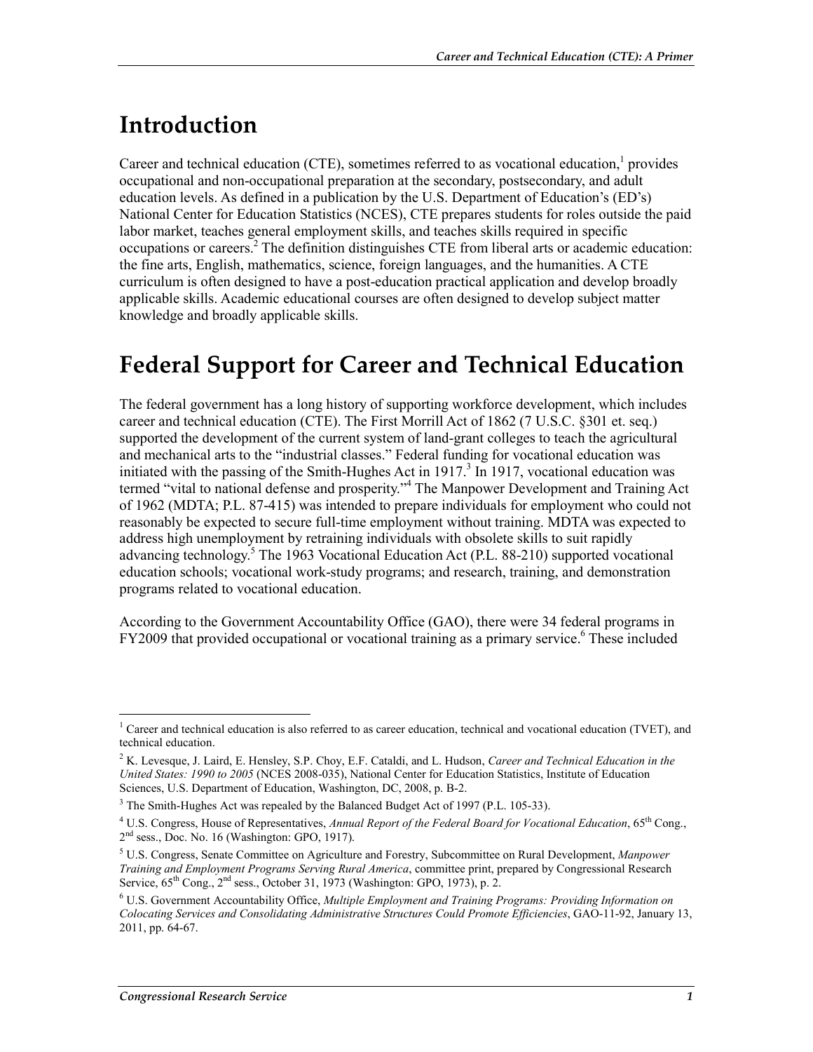# Introduction

Career and technical education (CTE), sometimes referred to as vocational education,[1] provides occupational and non-occupational preparation at the secondary, postsecondary, and adult education levels. As defined in a publication by the U.S. Department of Education's (ED's) National Center for Education Statistics (NCES), CTE prepares students for roles outside the paid labor market, teaches general employment skills, and teaches skills required in specific occupations or careers.[2] The definition distinguishes CTE from liberal arts or academic education: the fine arts, English, mathematics, science, foreign languages, and the humanities. A CTE curriculum is often designed to have a post-education practical application and develop broadly applicable skills. Academic educational courses are often designed to develop subject matter knowledge and broadly applicable skills.

# Federal Support for Career and Technical Education

The federal government has a long history of supporting workforce development, which includes career and technical education (CTE). The First Morrill Act of 1862 (7 U.S.C. §301 et. seq.) supported the development of the current system of land-grant colleges to teach the agricultural and mechanical arts to the "industrial classes." Federal funding for vocational education was initiated with the passing of the Smith-Hughes Act in 1917.[3] In 1917, vocational education was termed "vital to national defense and prosperity."[4] The Manpower Development and Training Act of 1962 (MDTA; P.L. 87-415) was intended to prepare individuals for employment who could not reasonably be expected to secure full-time employment without training. MDTA was expected to address high unemployment by retraining individuals with obsolete skills to suit rapidly advancing technology.[5] The 1963 Vocational Education Act (P.L. 88-210) supported vocational education schools; vocational work-study programs; and research, training, and demonstration programs related to vocational education.

According to the Government Accountability Office (GAO), there were 34 federal programs in FY2009 that provided occupational or vocational training as a primary service.[6] These included

---

[1] Career and technical education is also referred to as career education, technical and vocational education (TVET), and technical education.

[2] K. Levesque, J. Laird, E. Hensley, S.P. Choy, E.F. Cataldi, and L. Hudson, *Career and Technical Education in the United States: 1990 to 2005* (NCES 2008-035), National Center for Education Statistics, Institute of Education Sciences, U.S. Department of Education, Washington, DC, 2008, p. B-2.

[3] The Smith-Hughes Act was repealed by the Balanced Budget Act of 1997 (P.L. 105-33).

[4] U.S. Congress, House of Representatives, *Annual Report of the Federal Board for Vocational Education*, 65th Cong., 2nd sess., Doc. No. 16 (Washington: GPO, 1917).

[5] U.S. Congress, Senate Committee on Agriculture and Forestry, Subcommittee on Rural Development, *Manpower Training and Employment Programs Serving Rural America*, committee print, prepared by Congressional Research Service, 65th Cong., 2nd sess., October 31, 1973 (Washington: GPO, 1973), p. 2.

[6] U.S. Government Accountability Office, *Multiple Employment and Training Programs: Providing Information on Colocating Services and Consolidating Administrative Structures Could Promote Efficiencies*, GAO-11-92, January 13, 2011, pp. 64-67.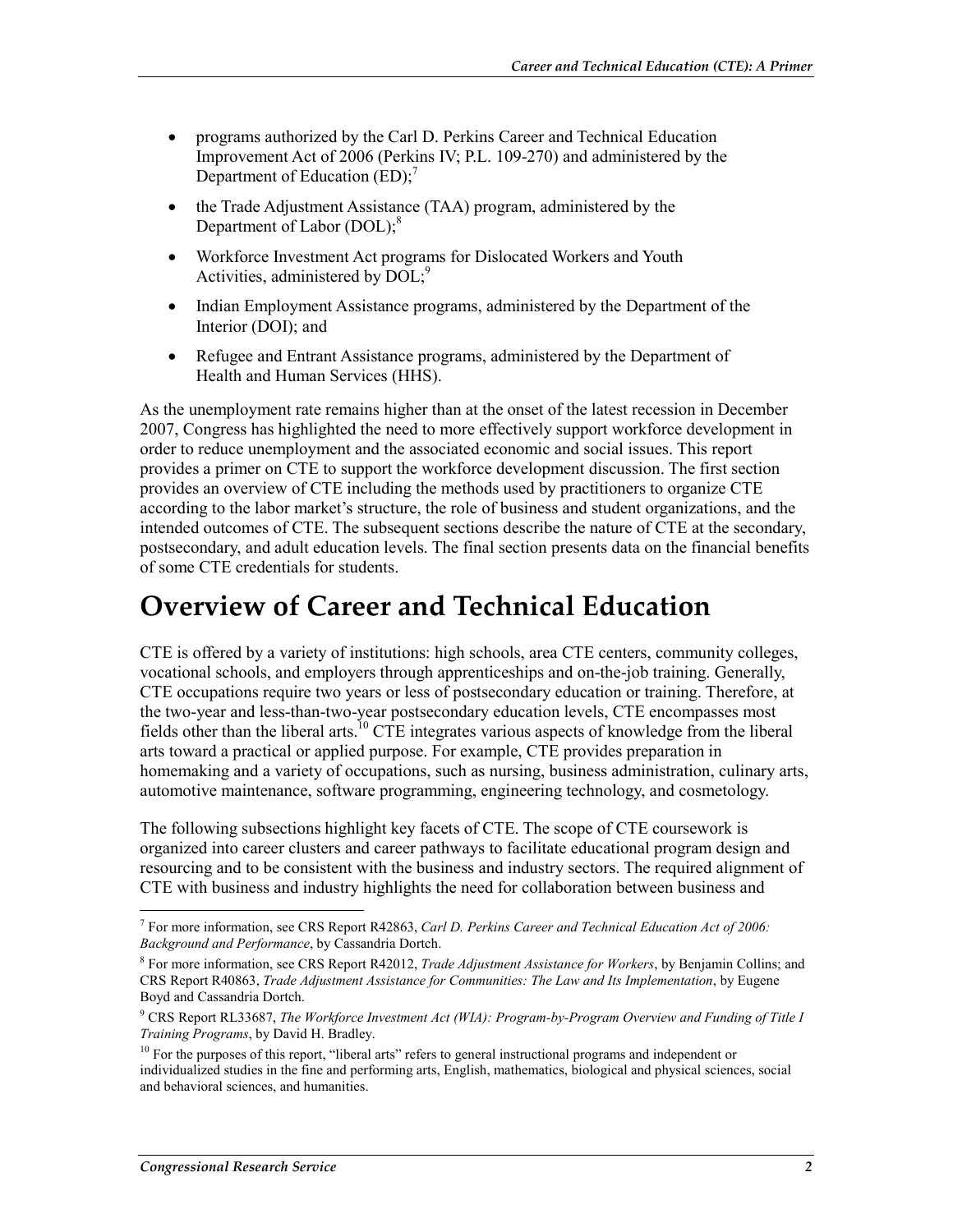- programs authorized by the Carl D. Perkins Career and Technical Education Improvement Act of 2006 (Perkins IV; P.L. 109-270) and administered by the Department of Education (ED);[7]
- the Trade Adjustment Assistance (TAA) program, administered by the Department of Labor (DOL);[8]
- Workforce Investment Act programs for Dislocated Workers and Youth Activities, administered by DOL;[9]
- Indian Employment Assistance programs, administered by the Department of the Interior (DOI); and
- Refugee and Entrant Assistance programs, administered by the Department of Health and Human Services (HHS).

As the unemployment rate remains higher than at the onset of the latest recession in December 2007, Congress has highlighted the need to more effectively support workforce development in order to reduce unemployment and the associated economic and social issues. This report provides a primer on CTE to support the workforce development discussion. The first section provides an overview of CTE including the methods used by practitioners to organize CTE according to the labor market's structure, the role of business and student organizations, and the intended outcomes of CTE. The subsequent sections describe the nature of CTE at the secondary, postsecondary, and adult education levels. The final section presents data on the financial benefits of some CTE credentials for students.

# Overview of Career and Technical Education

CTE is offered by a variety of institutions: high schools, area CTE centers, community colleges, vocational schools, and employers through apprenticeships and on-the-job training. Generally, CTE occupations require two years or less of postsecondary education or training. Therefore, at the two-year and less-than-two-year postsecondary education levels, CTE encompasses most fields other than the liberal arts.[10] CTE integrates various aspects of knowledge from the liberal arts toward a practical or applied purpose. For example, CTE provides preparation in homemaking and a variety of occupations, such as nursing, business administration, culinary arts, automotive maintenance, software programming, engineering technology, and cosmetology.

The following subsections highlight key facets of CTE. The scope of CTE coursework is organized into career clusters and career pathways to facilitate educational program design and resourcing and to be consistent with the business and industry sectors. The required alignment of CTE with business and industry highlights the need for collaboration between business and

---

[7] For more information, see CRS Report R42863, *Carl D. Perkins Career and Technical Education Act of 2006: Background and Performance*, by Cassandria Dortch.

[8] For more information, see CRS Report R42012, *Trade Adjustment Assistance for Workers*, by Benjamin Collins; and CRS Report R40863, *Trade Adjustment Assistance for Communities: The Law and Its Implementation*, by Eugene Boyd and Cassandria Dortch.

[9] CRS Report RL33687, *The Workforce Investment Act (WIA): Program-by-Program Overview and Funding of Title I Training Programs*, by David H. Bradley.

[10] For the purposes of this report, "liberal arts" refers to general instructional programs and independent or individualized studies in the fine and performing arts, English, mathematics, biological and physical sciences, social and behavioral sciences, and humanities.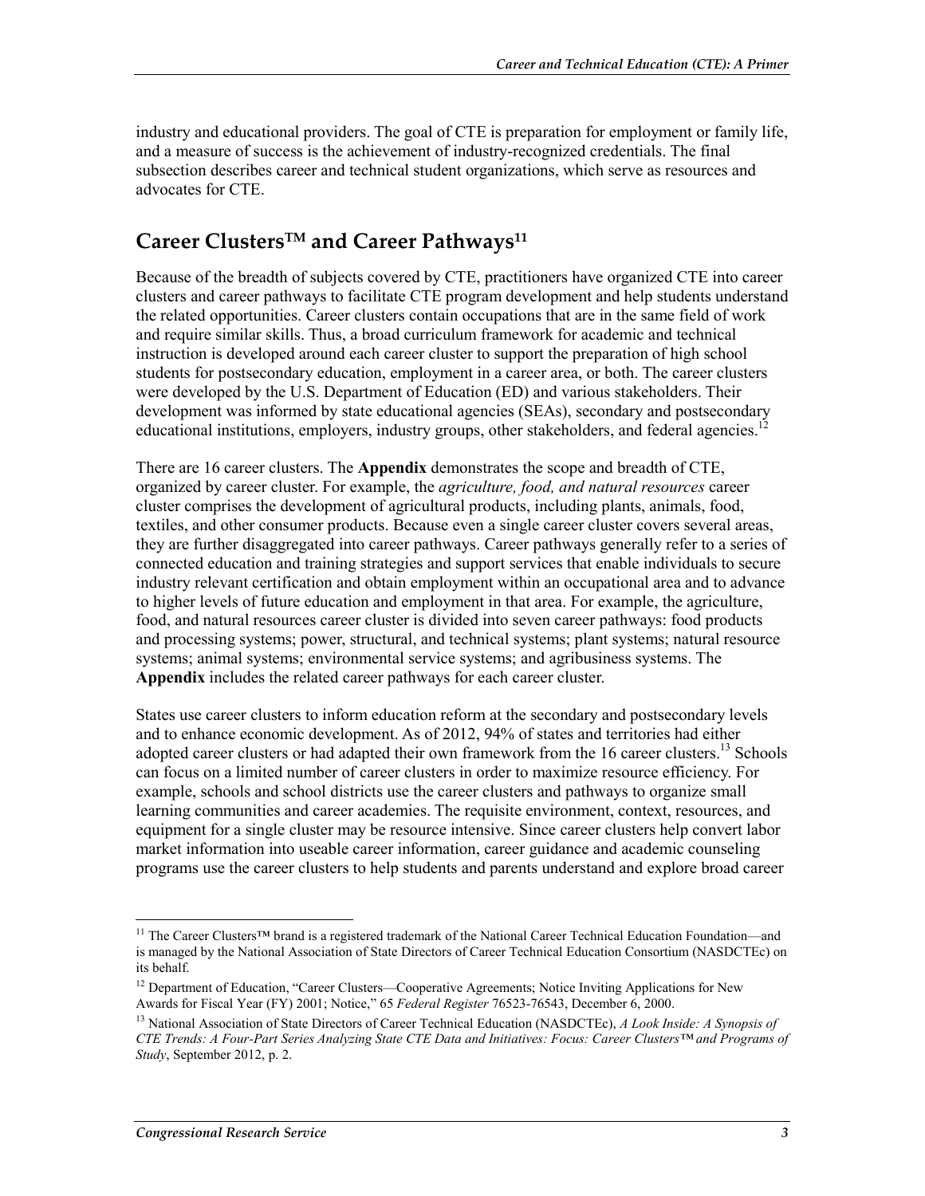industry and educational providers. The goal of CTE is preparation for employment or family life, and a measure of success is the achievement of industry-recognized credentials. The final subsection describes career and technical student organizations, which serve as resources and advocates for CTE.

## Career Clusters™ and Career Pathways[11]

Because of the breadth of subjects covered by CTE, practitioners have organized CTE into career clusters and career pathways to facilitate CTE program development and help students understand the related opportunities. Career clusters contain occupations that are in the same field of work and require similar skills. Thus, a broad curriculum framework for academic and technical instruction is developed around each career cluster to support the preparation of high school students for postsecondary education, employment in a career area, or both. The career clusters were developed by the U.S. Department of Education (ED) and various stakeholders. Their development was informed by state educational agencies (SEAs), secondary and postsecondary educational institutions, employers, industry groups, other stakeholders, and federal agencies.[12]

There are 16 career clusters. The **Appendix** demonstrates the scope and breadth of CTE, organized by career cluster. For example, the *agriculture, food, and natural resources* career cluster comprises the development of agricultural products, including plants, animals, food, textiles, and other consumer products. Because even a single career cluster covers several areas, they are further disaggregated into career pathways. Career pathways generally refer to a series of connected education and training strategies and support services that enable individuals to secure industry relevant certification and obtain employment within an occupational area and to advance to higher levels of future education and employment in that area. For example, the agriculture, food, and natural resources career cluster is divided into seven career pathways: food products and processing systems; power, structural, and technical systems; plant systems; natural resource systems; animal systems; environmental service systems; and agribusiness systems. The **Appendix** includes the related career pathways for each career cluster.

States use career clusters to inform education reform at the secondary and postsecondary levels and to enhance economic development. As of 2012, 94% of states and territories had either adopted career clusters or had adapted their own framework from the 16 career clusters.[13] Schools can focus on a limited number of career clusters in order to maximize resource efficiency. For example, schools and school districts use the career clusters and pathways to organize small learning communities and career academies. The requisite environment, context, resources, and equipment for a single cluster may be resource intensive. Since career clusters help convert labor market information into useable career information, career guidance and academic counseling programs use the career clusters to help students and parents understand and explore broad career

---

[11] The Career Clusters™ brand is a registered trademark of the National Career Technical Education Foundation—and is managed by the National Association of State Directors of Career Technical Education Consortium (NASDCTEc) on its behalf.

[12] Department of Education, "Career Clusters—Cooperative Agreements; Notice Inviting Applications for New Awards for Fiscal Year (FY) 2001; Notice," 65 *Federal Register* 76523-76543, December 6, 2000.

[13] National Association of State Directors of Career Technical Education (NASDCTEc), *A Look Inside: A Synopsis of CTE Trends: A Four-Part Series Analyzing State CTE Data and Initiatives: Focus: Career Clusters™ and Programs of Study*, September 2012, p. 2.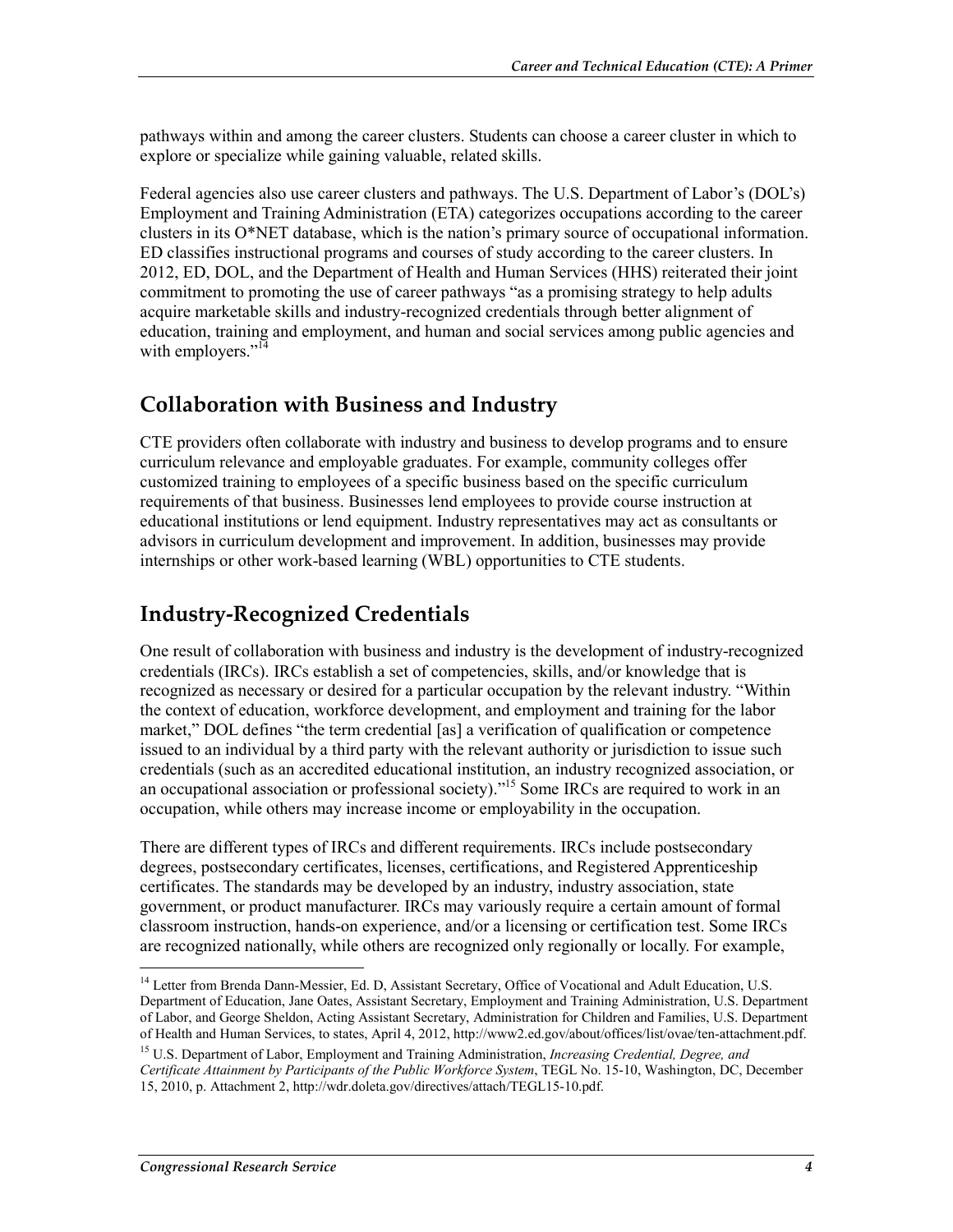pathways within and among the career clusters. Students can choose a career cluster in which to explore or specialize while gaining valuable, related skills.

Federal agencies also use career clusters and pathways. The U.S. Department of Labor's (DOL's) Employment and Training Administration (ETA) categorizes occupations according to the career clusters in its O*NET database, which is the nation's primary source of occupational information. ED classifies instructional programs and courses of study according to the career clusters. In 2012, ED, DOL, and the Department of Health and Human Services (HHS) reiterated their joint commitment to promoting the use of career pathways "as a promising strategy to help adults acquire marketable skills and industry-recognized credentials through better alignment of education, training and employment, and human and social services among public agencies and with employers."[14]

## Collaboration with Business and Industry

CTE providers often collaborate with industry and business to develop programs and to ensure curriculum relevance and employable graduates. For example, community colleges offer customized training to employees of a specific business based on the specific curriculum requirements of that business. Businesses lend employees to provide course instruction at educational institutions or lend equipment. Industry representatives may act as consultants or advisors in curriculum development and improvement. In addition, businesses may provide internships or other work-based learning (WBL) opportunities to CTE students.

## Industry-Recognized Credentials

One result of collaboration with business and industry is the development of industry-recognized credentials (IRCs). IRCs establish a set of competencies, skills, and/or knowledge that is recognized as necessary or desired for a particular occupation by the relevant industry. "Within the context of education, workforce development, and employment and training for the labor market," DOL defines "the term credential [as] a verification of qualification or competence issued to an individual by a third party with the relevant authority or jurisdiction to issue such credentials (such as an accredited educational institution, an industry recognized association, or an occupational association or professional society)."[15] Some IRCs are required to work in an occupation, while others may increase income or employability in the occupation.

There are different types of IRCs and different requirements. IRCs include postsecondary degrees, postsecondary certificates, licenses, certifications, and Registered Apprenticeship certificates. The standards may be developed by an industry, industry association, state government, or product manufacturer. IRCs may variously require a certain amount of formal classroom instruction, hands-on experience, and/or a licensing or certification test. Some IRCs are recognized nationally, while others are recognized only regionally or locally. For example,

---

[14] Letter from Brenda Dann-Messier, Ed. D, Assistant Secretary, Office of Vocational and Adult Education, U.S. Department of Education, Jane Oates, Assistant Secretary, Employment and Training Administration, U.S. Department of Labor, and George Sheldon, Acting Assistant Secretary, Administration for Children and Families, U.S. Department of Health and Human Services, to states, April 4, 2012, http://www2.ed.gov/about/offices/list/ovae/ten-attachment.pdf.

[15] U.S. Department of Labor, Employment and Training Administration, *Increasing Credential, Degree, and Certificate Attainment by Participants of the Public Workforce System*, TEGL No. 15-10, Washington, DC, December 15, 2010, p. Attachment 2, http://wdr.doleta.gov/directives/attach/TEGL15-10.pdf.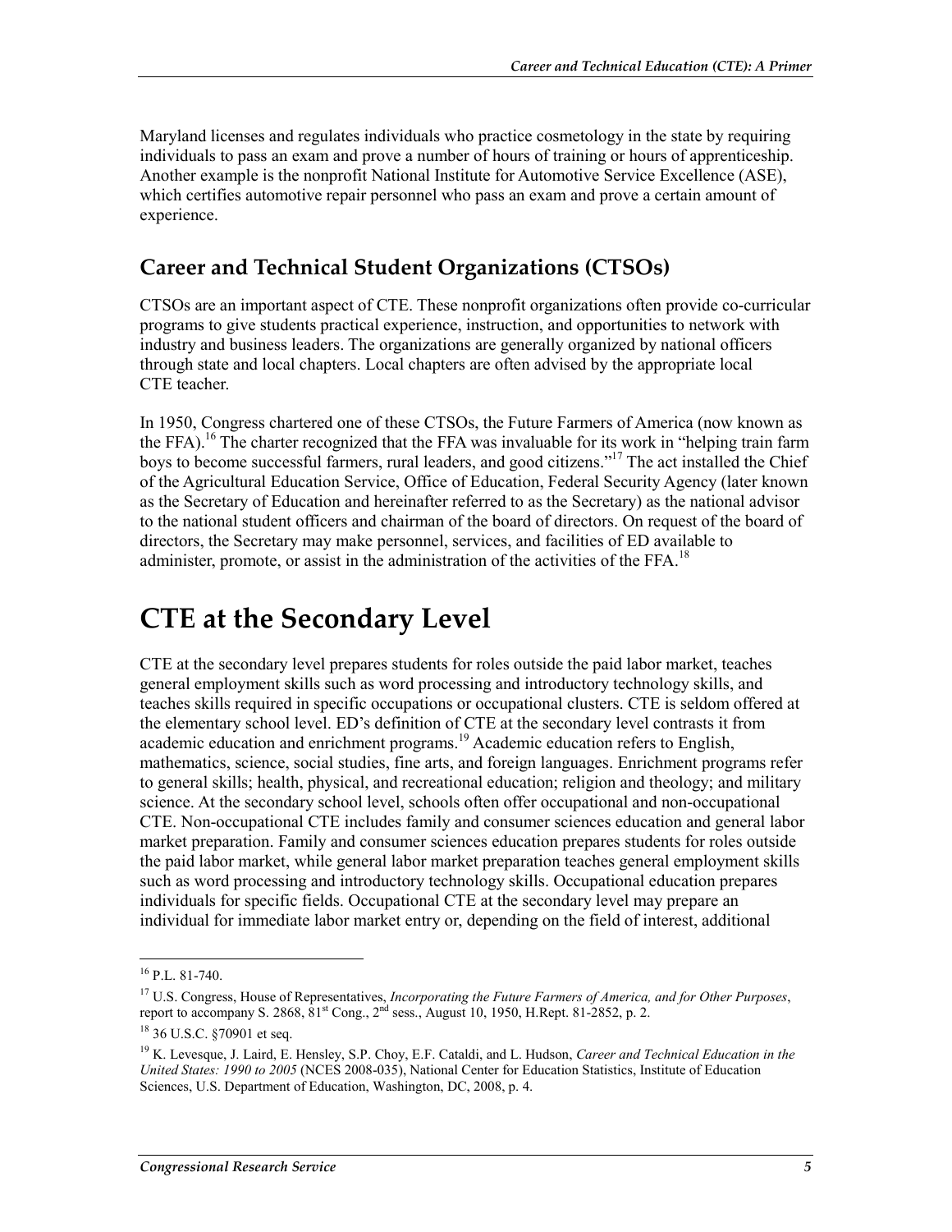Maryland licenses and regulates individuals who practice cosmetology in the state by requiring individuals to pass an exam and prove a number of hours of training or hours of apprenticeship. Another example is the nonprofit National Institute for Automotive Service Excellence (ASE), which certifies automotive repair personnel who pass an exam and prove a certain amount of experience.

## Career and Technical Student Organizations (CTSOs)

CTSOs are an important aspect of CTE. These nonprofit organizations often provide co-curricular programs to give students practical experience, instruction, and opportunities to network with industry and business leaders. The organizations are generally organized by national officers through state and local chapters. Local chapters are often advised by the appropriate local CTE teacher.

In 1950, Congress chartered one of these CTSOs, the Future Farmers of America (now known as the FFA).[16] The charter recognized that the FFA was invaluable for its work in "helping train farm boys to become successful farmers, rural leaders, and good citizens."[17] The act installed the Chief of the Agricultural Education Service, Office of Education, Federal Security Agency (later known as the Secretary of Education and hereinafter referred to as the Secretary) as the national advisor to the national student officers and chairman of the board of directors. On request of the board of directors, the Secretary may make personnel, services, and facilities of ED available to administer, promote, or assist in the administration of the activities of the FFA.[18]

# CTE at the Secondary Level

CTE at the secondary level prepares students for roles outside the paid labor market, teaches general employment skills such as word processing and introductory technology skills, and teaches skills required in specific occupations or occupational clusters. CTE is seldom offered at the elementary school level. ED's definition of CTE at the secondary level contrasts it from academic education and enrichment programs.[19] Academic education refers to English, mathematics, science, social studies, fine arts, and foreign languages. Enrichment programs refer to general skills; health, physical, and recreational education; religion and theology; and military science. At the secondary school level, schools often offer occupational and non-occupational CTE. Non-occupational CTE includes family and consumer sciences education and general labor market preparation. Family and consumer sciences education prepares students for roles outside the paid labor market, while general labor market preparation teaches general employment skills such as word processing and introductory technology skills. Occupational education prepares individuals for specific fields. Occupational CTE at the secondary level may prepare an individual for immediate labor market entry or, depending on the field of interest, additional

---

[16] P.L. 81-740.

[17] U.S. Congress, House of Representatives, *Incorporating the Future Farmers of America, and for Other Purposes*, report to accompany S. 2868, 81st Cong., 2nd sess., August 10, 1950, H.Rept. 81-2852, p. 2.

[18] 36 U.S.C. §70901 et seq.

[19] K. Levesque, J. Laird, E. Hensley, S.P. Choy, E.F. Cataldi, and L. Hudson, *Career and Technical Education in the United States: 1990 to 2005* (NCES 2008-035), National Center for Education Statistics, Institute of Education Sciences, U.S. Department of Education, Washington, DC, 2008, p. 4.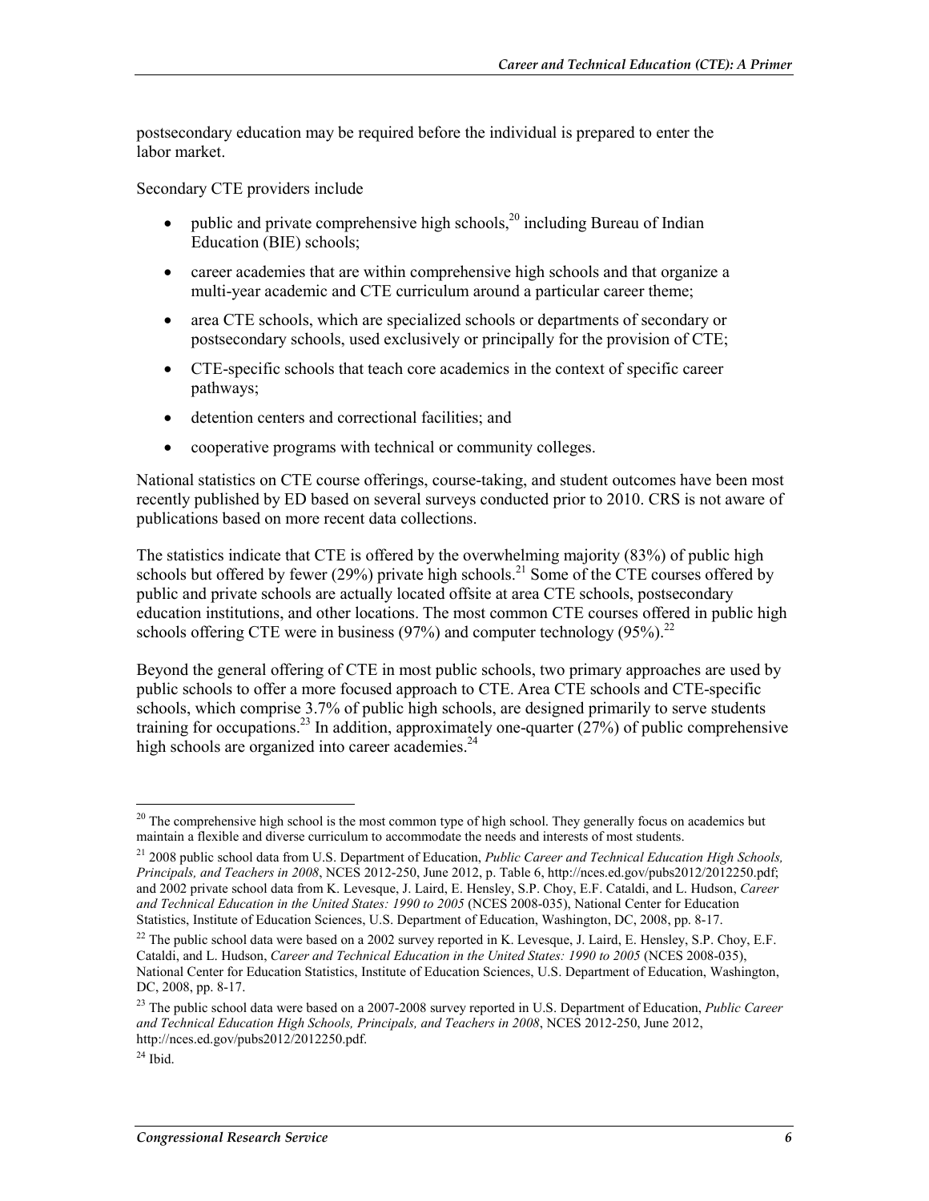postsecondary education may be required before the individual is prepared to enter the labor market.

Secondary CTE providers include

- public and private comprehensive high schools,[20] including Bureau of Indian Education (BIE) schools;
- career academies that are within comprehensive high schools and that organize a multi-year academic and CTE curriculum around a particular career theme;
- area CTE schools, which are specialized schools or departments of secondary or postsecondary schools, used exclusively or principally for the provision of CTE;
- CTE-specific schools that teach core academics in the context of specific career pathways;
- detention centers and correctional facilities; and
- cooperative programs with technical or community colleges.

National statistics on CTE course offerings, course-taking, and student outcomes have been most recently published by ED based on several surveys conducted prior to 2010. CRS is not aware of publications based on more recent data collections.

The statistics indicate that CTE is offered by the overwhelming majority (83%) of public high schools but offered by fewer (29%) private high schools.[21] Some of the CTE courses offered by public and private schools are actually located offsite at area CTE schools, postsecondary education institutions, and other locations. The most common CTE courses offered in public high schools offering CTE were in business (97%) and computer technology (95%).[22]

Beyond the general offering of CTE in most public schools, two primary approaches are used by public schools to offer a more focused approach to CTE. Area CTE schools and CTE-specific schools, which comprise 3.7% of public high schools, are designed primarily to serve students training for occupations.[23] In addition, approximately one-quarter (27%) of public comprehensive high schools are organized into career academies.[24]

---

[20] The comprehensive high school is the most common type of high school. They generally focus on academics but maintain a flexible and diverse curriculum to accommodate the needs and interests of most students.

[21] 2008 public school data from U.S. Department of Education, *Public Career and Technical Education High Schools, Principals, and Teachers in 2008*, NCES 2012-250, June 2012, p. Table 6, http://nces.ed.gov/pubs2012/2012250.pdf; and 2002 private school data from K. Levesque, J. Laird, E. Hensley, S.P. Choy, E.F. Cataldi, and L. Hudson, *Career and Technical Education in the United States: 1990 to 2005* (NCES 2008-035), National Center for Education Statistics, Institute of Education Sciences, U.S. Department of Education, Washington, DC, 2008, pp. 8-17.

[22] The public school data were based on a 2002 survey reported in K. Levesque, J. Laird, E. Hensley, S.P. Choy, E.F. Cataldi, and L. Hudson, *Career and Technical Education in the United States: 1990 to 2005* (NCES 2008-035), National Center for Education Statistics, Institute of Education Sciences, U.S. Department of Education, Washington, DC, 2008, pp. 8-17.

[23] The public school data were based on a 2007-2008 survey reported in U.S. Department of Education, *Public Career and Technical Education High Schools, Principals, and Teachers in 2008*, NCES 2012-250, June 2012, http://nces.ed.gov/pubs2012/2012250.pdf.

[24] Ibid.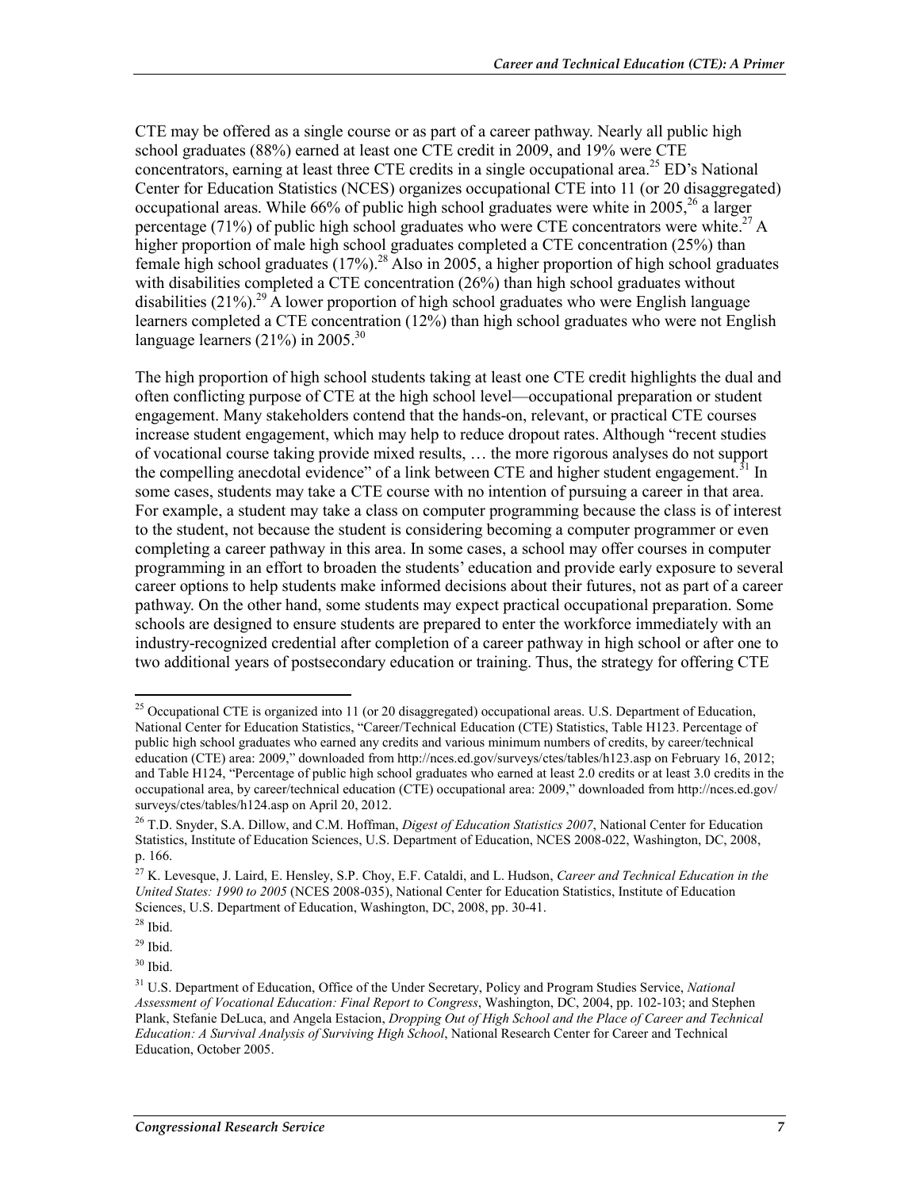CTE may be offered as a single course or as part of a career pathway. Nearly all public high school graduates (88%) earned at least one CTE credit in 2009, and 19% were CTE concentrators, earning at least three CTE credits in a single occupational area.[25] ED's National Center for Education Statistics (NCES) organizes occupational CTE into 11 (or 20 disaggregated) occupational areas. While 66% of public high school graduates were white in 2005,[26] a larger percentage (71%) of public high school graduates who were CTE concentrators were white.[27] A higher proportion of male high school graduates completed a CTE concentration (25%) than female high school graduates (17%).[28] Also in 2005, a higher proportion of high school graduates with disabilities completed a CTE concentration (26%) than high school graduates without disabilities (21%).[29] A lower proportion of high school graduates who were English language learners completed a CTE concentration (12%) than high school graduates who were not English language learners (21%) in 2005.[30]

The high proportion of high school students taking at least one CTE credit highlights the dual and often conflicting purpose of CTE at the high school level—occupational preparation or student engagement. Many stakeholders contend that the hands-on, relevant, or practical CTE courses increase student engagement, which may help to reduce dropout rates. Although "recent studies of vocational course taking provide mixed results, … the more rigorous analyses do not support the compelling anecdotal evidence" of a link between CTE and higher student engagement.[31] In some cases, students may take a CTE course with no intention of pursuing a career in that area. For example, a student may take a class on computer programming because the class is of interest to the student, not because the student is considering becoming a computer programmer or even completing a career pathway in this area. In some cases, a school may offer courses in computer programming in an effort to broaden the students' education and provide early exposure to several career options to help students make informed decisions about their futures, not as part of a career pathway. On the other hand, some students may expect practical occupational preparation. Some schools are designed to ensure students are prepared to enter the workforce immediately with an industry-recognized credential after completion of a career pathway in high school or after one to two additional years of postsecondary education or training. Thus, the strategy for offering CTE

---

[25] Occupational CTE is organized into 11 (or 20 disaggregated) occupational areas. U.S. Department of Education, National Center for Education Statistics, "Career/Technical Education (CTE) Statistics, Table H123. Percentage of public high school graduates who earned any credits and various minimum numbers of credits, by career/technical education (CTE) area: 2009," downloaded from http://nces.ed.gov/surveys/ctes/tables/h123.asp on February 16, 2012; and Table H124, "Percentage of public high school graduates who earned at least 2.0 credits or at least 3.0 credits in the occupational area, by career/technical education (CTE) occupational area: 2009," downloaded from http://nces.ed.gov/surveys/ctes/tables/h124.asp on April 20, 2012.

[26] T.D. Snyder, S.A. Dillow, and C.M. Hoffman, *Digest of Education Statistics 2007*, National Center for Education Statistics, Institute of Education Sciences, U.S. Department of Education, NCES 2008-022, Washington, DC, 2008, p. 166.

[27] K. Levesque, J. Laird, E. Hensley, S.P. Choy, E.F. Cataldi, and L. Hudson, *Career and Technical Education in the United States: 1990 to 2005* (NCES 2008-035), National Center for Education Statistics, Institute of Education Sciences, U.S. Department of Education, Washington, DC, 2008, pp. 30-41.

[28] Ibid.

[29] Ibid.

[30] Ibid.

[31] U.S. Department of Education, Office of the Under Secretary, Policy and Program Studies Service, *National Assessment of Vocational Education: Final Report to Congress*, Washington, DC, 2004, pp. 102-103; and Stephen Plank, Stefanie DeLuca, and Angela Estacion, *Dropping Out of High School and the Place of Career and Technical Education: A Survival Analysis of Surviving High School*, National Research Center for Career and Technical Education, October 2005.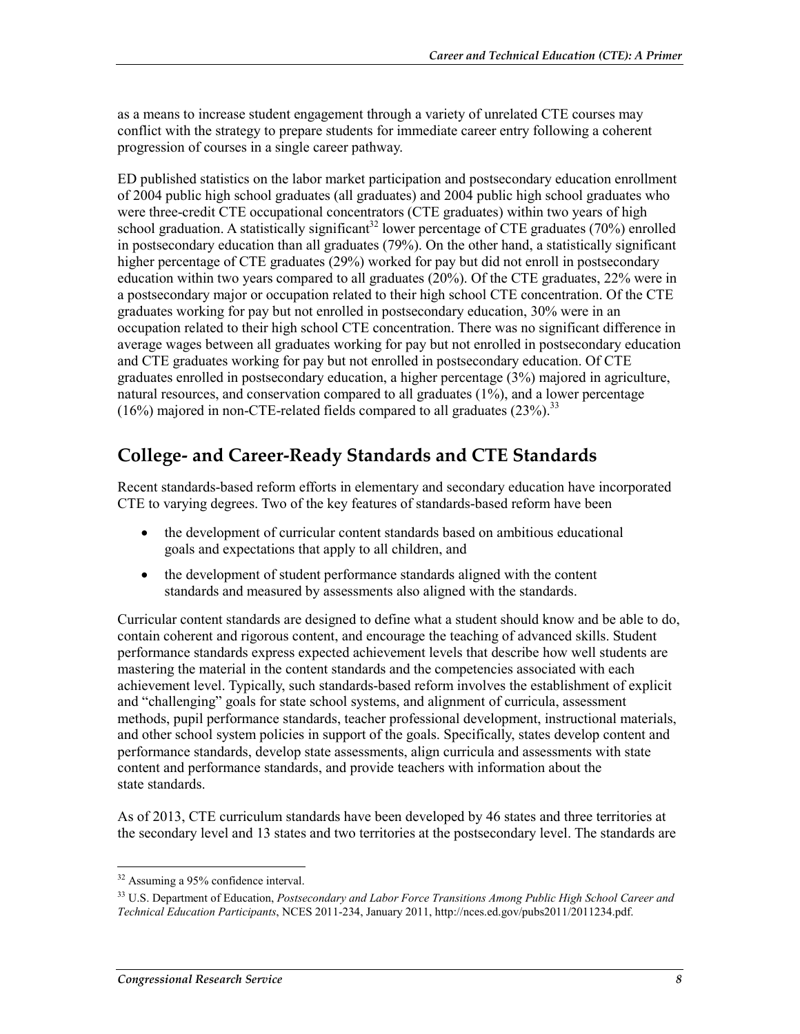as a means to increase student engagement through a variety of unrelated CTE courses may conflict with the strategy to prepare students for immediate career entry following a coherent progression of courses in a single career pathway.

ED published statistics on the labor market participation and postsecondary education enrollment of 2004 public high school graduates (all graduates) and 2004 public high school graduates who were three-credit CTE occupational concentrators (CTE graduates) within two years of high school graduation. A statistically significant[32] lower percentage of CTE graduates (70%) enrolled in postsecondary education than all graduates (79%). On the other hand, a statistically significant higher percentage of CTE graduates (29%) worked for pay but did not enroll in postsecondary education within two years compared to all graduates (20%). Of the CTE graduates, 22% were in a postsecondary major or occupation related to their high school CTE concentration. Of the CTE graduates working for pay but not enrolled in postsecondary education, 30% were in an occupation related to their high school CTE concentration. There was no significant difference in average wages between all graduates working for pay but not enrolled in postsecondary education and CTE graduates working for pay but not enrolled in postsecondary education. Of CTE graduates enrolled in postsecondary education, a higher percentage (3%) majored in agriculture, natural resources, and conservation compared to all graduates (1%), and a lower percentage (16%) majored in non-CTE-related fields compared to all graduates (23%).[33]

## College- and Career-Ready Standards and CTE Standards

Recent standards-based reform efforts in elementary and secondary education have incorporated CTE to varying degrees. Two of the key features of standards-based reform have been

- the development of curricular content standards based on ambitious educational goals and expectations that apply to all children, and
- the development of student performance standards aligned with the content standards and measured by assessments also aligned with the standards.

Curricular content standards are designed to define what a student should know and be able to do, contain coherent and rigorous content, and encourage the teaching of advanced skills. Student performance standards express expected achievement levels that describe how well students are mastering the material in the content standards and the competencies associated with each achievement level. Typically, such standards-based reform involves the establishment of explicit and "challenging" goals for state school systems, and alignment of curricula, assessment methods, pupil performance standards, teacher professional development, instructional materials, and other school system policies in support of the goals. Specifically, states develop content and performance standards, develop state assessments, align curricula and assessments with state content and performance standards, and provide teachers with information about the state standards.

As of 2013, CTE curriculum standards have been developed by 46 states and three territories at the secondary level and 13 states and two territories at the postsecondary level. The standards are

---

[32] Assuming a 95% confidence interval.

[33] U.S. Department of Education, *Postsecondary and Labor Force Transitions Among Public High School Career and Technical Education Participants*, NCES 2011-234, January 2011, http://nces.ed.gov/pubs2011/2011234.pdf.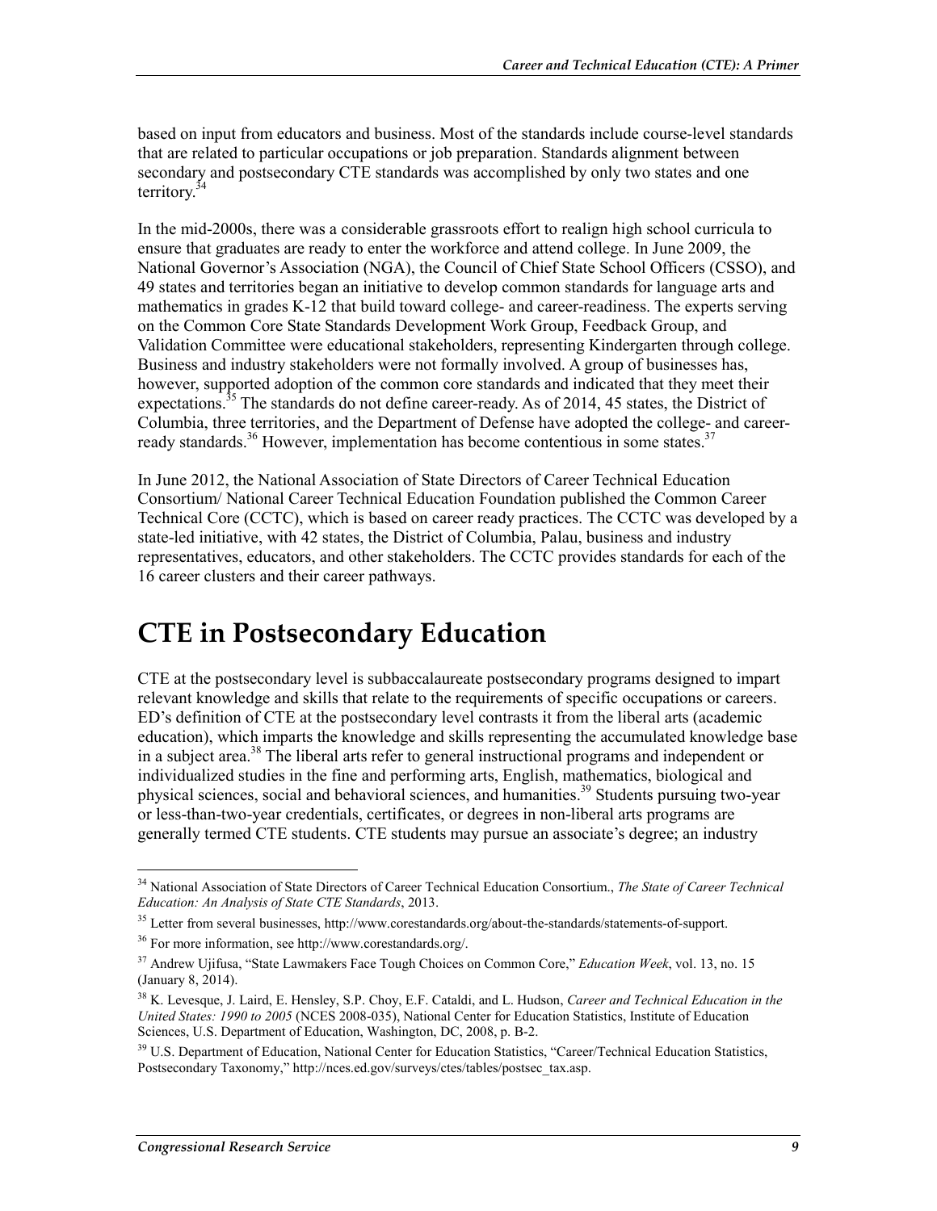based on input from educators and business. Most of the standards include course-level standards that are related to particular occupations or job preparation. Standards alignment between secondary and postsecondary CTE standards was accomplished by only two states and one territory.[34]

In the mid-2000s, there was a considerable grassroots effort to realign high school curricula to ensure that graduates are ready to enter the workforce and attend college. In June 2009, the National Governor's Association (NGA), the Council of Chief State School Officers (CSSO), and 49 states and territories began an initiative to develop common standards for language arts and mathematics in grades K-12 that build toward college- and career-readiness. The experts serving on the Common Core State Standards Development Work Group, Feedback Group, and Validation Committee were educational stakeholders, representing Kindergarten through college. Business and industry stakeholders were not formally involved. A group of businesses has, however, supported adoption of the common core standards and indicated that they meet their expectations.[35] The standards do not define career-ready. As of 2014, 45 states, the District of Columbia, three territories, and the Department of Defense have adopted the college- and career-ready standards.[36] However, implementation has become contentious in some states.[37]

In June 2012, the National Association of State Directors of Career Technical Education Consortium/ National Career Technical Education Foundation published the Common Career Technical Core (CCTC), which is based on career ready practices. The CCTC was developed by a state-led initiative, with 42 states, the District of Columbia, Palau, business and industry representatives, educators, and other stakeholders. The CCTC provides standards for each of the 16 career clusters and their career pathways.

# CTE in Postsecondary Education

CTE at the postsecondary level is subbaccalaureate postsecondary programs designed to impart relevant knowledge and skills that relate to the requirements of specific occupations or careers. ED's definition of CTE at the postsecondary level contrasts it from the liberal arts (academic education), which imparts the knowledge and skills representing the accumulated knowledge base in a subject area.[38] The liberal arts refer to general instructional programs and independent or individualized studies in the fine and performing arts, English, mathematics, biological and physical sciences, social and behavioral sciences, and humanities.[39] Students pursuing two-year or less-than-two-year credentials, certificates, or degrees in non-liberal arts programs are generally termed CTE students. CTE students may pursue an associate's degree; an industry

---

[34] National Association of State Directors of Career Technical Education Consortium., *The State of Career Technical Education: An Analysis of State CTE Standards*, 2013.

[35] Letter from several businesses, http://www.corestandards.org/about-the-standards/statements-of-support.

[36] For more information, see http://www.corestandards.org/.

[37] Andrew Ujifusa, "State Lawmakers Face Tough Choices on Common Core," *Education Week*, vol. 13, no. 15 (January 8, 2014).

[38] K. Levesque, J. Laird, E. Hensley, S.P. Choy, E.F. Cataldi, and L. Hudson, *Career and Technical Education in the United States: 1990 to 2005* (NCES 2008-035), National Center for Education Statistics, Institute of Education Sciences, U.S. Department of Education, Washington, DC, 2008, p. B-2.

[39] U.S. Department of Education, National Center for Education Statistics, "Career/Technical Education Statistics, Postsecondary Taxonomy," http://nces.ed.gov/surveys/ctes/tables/postsec_tax.asp.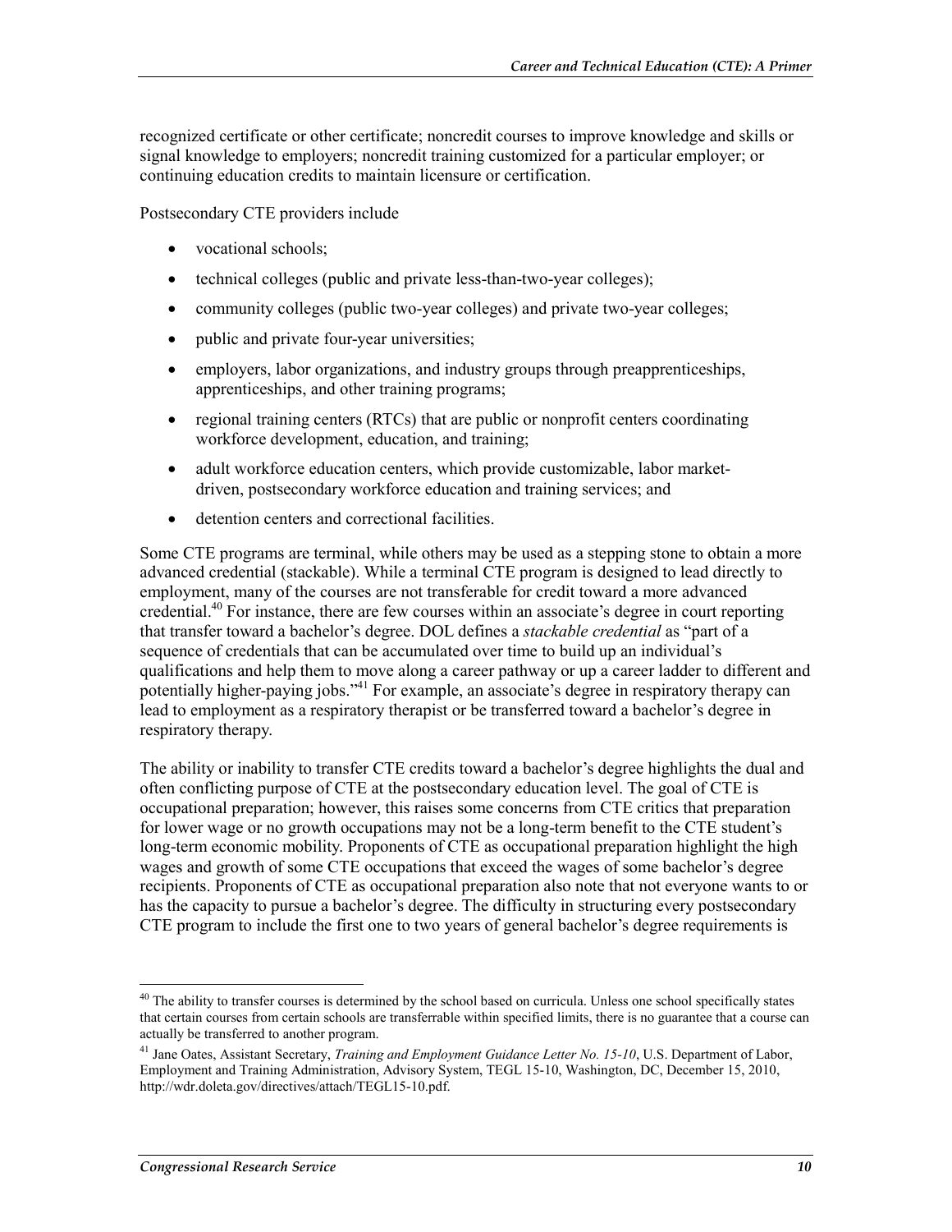recognized certificate or other certificate; noncredit courses to improve knowledge and skills or signal knowledge to employers; noncredit training customized for a particular employer; or continuing education credits to maintain licensure or certification.

Postsecondary CTE providers include

- vocational schools;
- technical colleges (public and private less-than-two-year colleges);
- community colleges (public two-year colleges) and private two-year colleges;
- public and private four-year universities;
- employers, labor organizations, and industry groups through preapprenticeships, apprenticeships, and other training programs;
- regional training centers (RTCs) that are public or nonprofit centers coordinating workforce development, education, and training;
- adult workforce education centers, which provide customizable, labor market-driven, postsecondary workforce education and training services; and
- detention centers and correctional facilities.

Some CTE programs are terminal, while others may be used as a stepping stone to obtain a more advanced credential (stackable). While a terminal CTE program is designed to lead directly to employment, many of the courses are not transferable for credit toward a more advanced credential.[40] For instance, there are few courses within an associate's degree in court reporting that transfer toward a bachelor's degree. DOL defines a *stackable credential* as "part of a sequence of credentials that can be accumulated over time to build up an individual's qualifications and help them to move along a career pathway or up a career ladder to different and potentially higher-paying jobs."[41] For example, an associate's degree in respiratory therapy can lead to employment as a respiratory therapist or be transferred toward a bachelor's degree in respiratory therapy.

The ability or inability to transfer CTE credits toward a bachelor's degree highlights the dual and often conflicting purpose of CTE at the postsecondary education level. The goal of CTE is occupational preparation; however, this raises some concerns from CTE critics that preparation for lower wage or no growth occupations may not be a long-term benefit to the CTE student's long-term economic mobility. Proponents of CTE as occupational preparation highlight the high wages and growth of some CTE occupations that exceed the wages of some bachelor's degree recipients. Proponents of CTE as occupational preparation also note that not everyone wants to or has the capacity to pursue a bachelor's degree. The difficulty in structuring every postsecondary CTE program to include the first one to two years of general bachelor's degree requirements is

---

[40] The ability to transfer courses is determined by the school based on curricula. Unless one school specifically states that certain courses from certain schools are transferrable within specified limits, there is no guarantee that a course can actually be transferred to another program.

[41] Jane Oates, Assistant Secretary, *Training and Employment Guidance Letter No. 15-10*, U.S. Department of Labor, Employment and Training Administration, Advisory System, TEGL 15-10, Washington, DC, December 15, 2010, http://wdr.doleta.gov/directives/attach/TEGL15-10.pdf.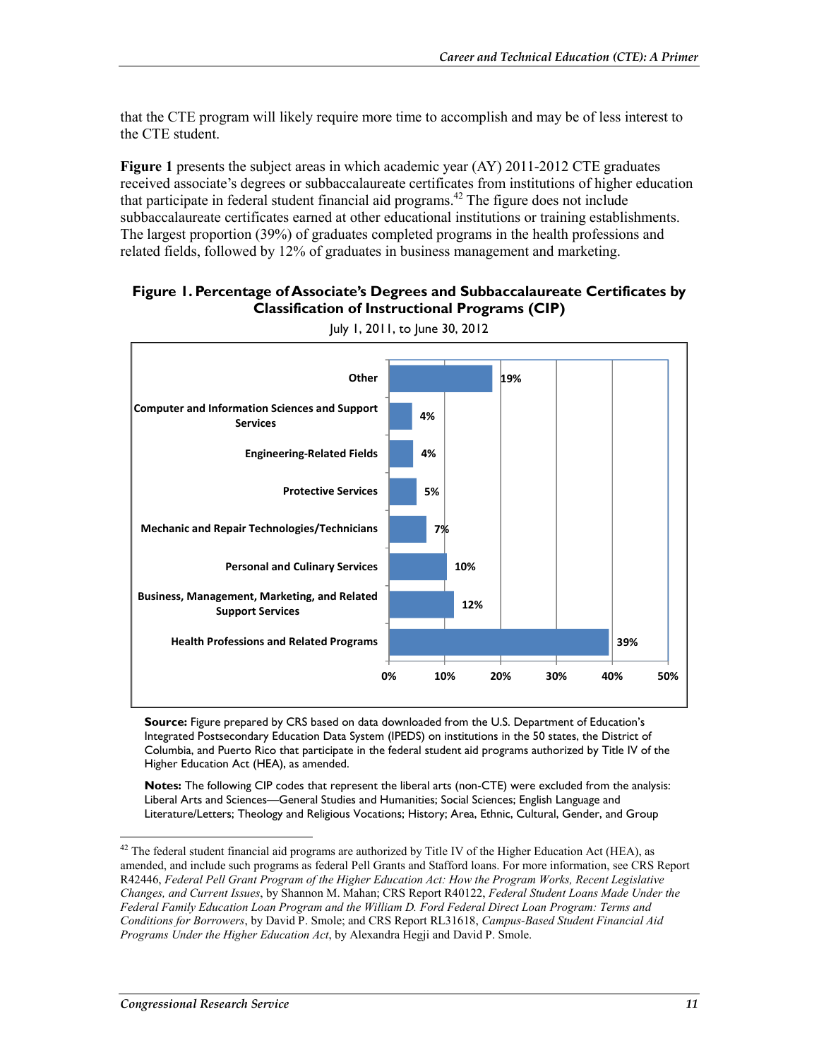that the CTE program will likely require more time to accomplish and may be of less interest to the CTE student.

**Figure 1** presents the subject areas in which academic year (AY) 2011-2012 CTE graduates received associate's degrees or subbaccalaureate certificates from institutions of higher education that participate in federal student financial aid programs.[42] The figure does not include subbaccalaureate certificates earned at other educational institutions or training establishments. The largest proportion (39%) of graduates completed programs in the health professions and related fields, followed by 12% of graduates in business management and marketing.

**Figure 1. Percentage of Associate's Degrees and Subbaccalaureate Certificates by Classification of Instructional Programs (CIP)**

July 1, 2011, to June 30, 2012

| Program | Percentage |
|---|---|
| Other | 19% |
| Computer and Information Sciences and Support Services | 4% |
| Engineering-Related Fields | 4% |
| Protective Services | 5% |
| Mechanic and Repair Technologies/Technicians | 7% |
| Personal and Culinary Services | 10% |
| Business, Management, Marketing, and Related Support Services | 12% |
| Health Professions and Related Programs | 39% |

**Source:** Figure prepared by CRS based on data downloaded from the U.S. Department of Education's Integrated Postsecondary Education Data System (IPEDS) on institutions in the 50 states, the District of Columbia, and Puerto Rico that participate in the federal student aid programs authorized by Title IV of the Higher Education Act (HEA), as amended.

**Notes:** The following CIP codes that represent the liberal arts (non-CTE) were excluded from the analysis: Liberal Arts and Sciences—General Studies and Humanities; Social Sciences; English Language and Literature/Letters; Theology and Religious Vocations; History; Area, Ethnic, Cultural, Gender, and Group

---

[42] The federal student financial aid programs are authorized by Title IV of the Higher Education Act (HEA), as amended, and include such programs as federal Pell Grants and Stafford loans. For more information, see CRS Report R42446, *Federal Pell Grant Program of the Higher Education Act: How the Program Works, Recent Legislative Changes, and Current Issues*, by Shannon M. Mahan; CRS Report R40122, *Federal Student Loans Made Under the Federal Family Education Loan Program and the William D. Ford Federal Direct Loan Program: Terms and Conditions for Borrowers*, by David P. Smole; and CRS Report RL31618, *Campus-Based Student Financial Aid Programs Under the Higher Education Act*, by Alexandra Hegji and David P. Smole.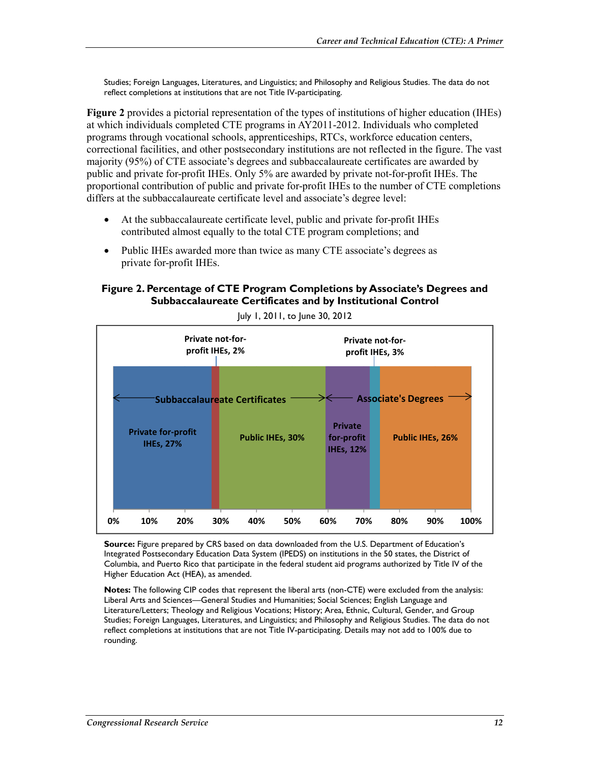Studies; Foreign Languages, Literatures, and Linguistics; and Philosophy and Religious Studies. The data do not reflect completions at institutions that are not Title IV-participating.

**Figure 2** provides a pictorial representation of the types of institutions of higher education (IHEs) at which individuals completed CTE programs in AY2011-2012. Individuals who completed programs through vocational schools, apprenticeships, RTCs, workforce education centers, correctional facilities, and other postsecondary institutions are not reflected in the figure. The vast majority (95%) of CTE associate's degrees and subbaccalaureate certificates are awarded by public and private for-profit IHEs. Only 5% are awarded by private not-for-profit IHEs. The proportional contribution of public and private for-profit IHEs to the number of CTE completions differs at the subbaccalaureate certificate level and associate's degree level:

- At the subbaccalaureate certificate level, public and private for-profit IHEs contributed almost equally to the total CTE program completions; and
- Public IHEs awarded more than twice as many CTE associate's degrees as private for-profit IHEs.

**Figure 2. Percentage of CTE Program Completions by Associate's Degrees and Subbaccalaureate Certificates and by Institutional Control**

July 1, 2011, to June 30, 2012

| Category | Institutional Control | Percentage |
| --- | --- | --- |
| Subbaccalaureate Certificates | Private for-profit IHEs | 27% |
| Subbaccalaureate Certificates | Private not-for-profit IHEs | 2% |
| Subbaccalaureate Certificates | Public IHEs | 30% |
| Associate's Degrees | Private for-profit IHEs | 12% |
| Associate's Degrees | Private not-for-profit IHEs | 3% |
| Associate's Degrees | Public IHEs | 26% |

**Source:** Figure prepared by CRS based on data downloaded from the U.S. Department of Education's Integrated Postsecondary Education Data System (IPEDS) on institutions in the 50 states, the District of Columbia, and Puerto Rico that participate in the federal student aid programs authorized by Title IV of the Higher Education Act (HEA), as amended.

**Notes:** The following CIP codes that represent the liberal arts (non-CTE) were excluded from the analysis: Liberal Arts and Sciences—General Studies and Humanities; Social Sciences; English Language and Literature/Letters; Theology and Religious Vocations; History; Area, Ethnic, Cultural, Gender, and Group Studies; Foreign Languages, Literatures, and Linguistics; and Philosophy and Religious Studies. The data do not reflect completions at institutions that are not Title IV-participating. Details may not add to 100% due to rounding.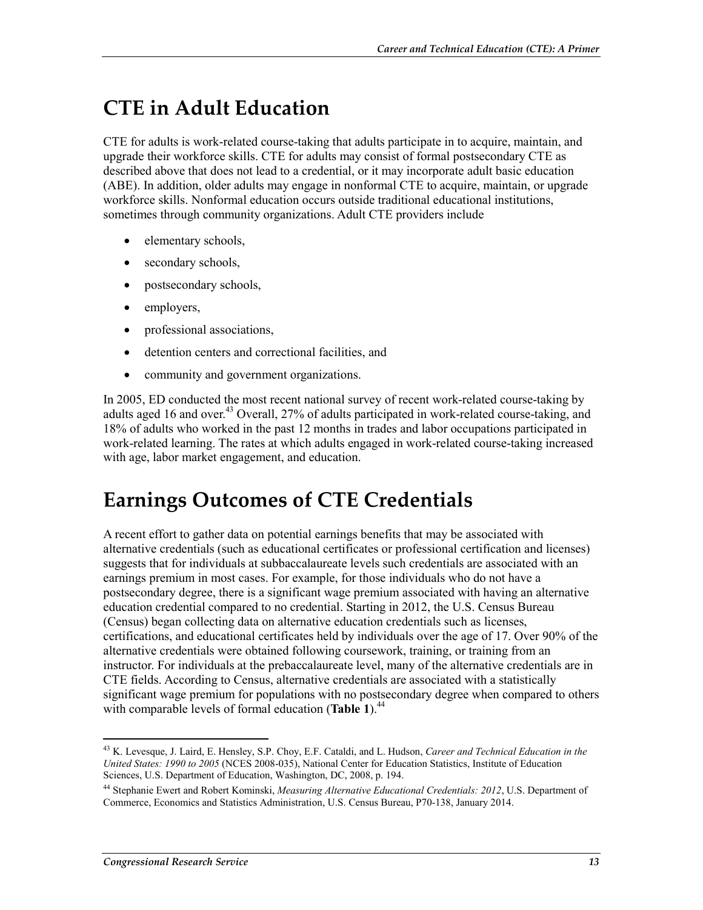## CTE in Adult Education

CTE for adults is work-related course-taking that adults participate in to acquire, maintain, and upgrade their workforce skills. CTE for adults may consist of formal postsecondary CTE as described above that does not lead to a credential, or it may incorporate adult basic education (ABE). In addition, older adults may engage in nonformal CTE to acquire, maintain, or upgrade workforce skills. Nonformal education occurs outside traditional educational institutions, sometimes through community organizations. Adult CTE providers include

- elementary schools,
- secondary schools,
- postsecondary schools,
- employers,
- professional associations,
- detention centers and correctional facilities, and
- community and government organizations.

In 2005, ED conducted the most recent national survey of recent work-related course-taking by adults aged 16 and over.[43] Overall, 27% of adults participated in work-related course-taking, and 18% of adults who worked in the past 12 months in trades and labor occupations participated in work-related learning. The rates at which adults engaged in work-related course-taking increased with age, labor market engagement, and education.

## Earnings Outcomes of CTE Credentials

A recent effort to gather data on potential earnings benefits that may be associated with alternative credentials (such as educational certificates or professional certification and licenses) suggests that for individuals at subbaccalaureate levels such credentials are associated with an earnings premium in most cases. For example, for those individuals who do not have a postsecondary degree, there is a significant wage premium associated with having an alternative education credential compared to no credential. Starting in 2012, the U.S. Census Bureau (Census) began collecting data on alternative education credentials such as licenses, certifications, and educational certificates held by individuals over the age of 17. Over 90% of the alternative credentials were obtained following coursework, training, or training from an instructor. For individuals at the prebaccalaureate level, many of the alternative credentials are in CTE fields. According to Census, alternative credentials are associated with a statistically significant wage premium for populations with no postsecondary degree when compared to others with comparable levels of formal education (**Table 1**).[44]

---

[43] K. Levesque, J. Laird, E. Hensley, S.P. Choy, E.F. Cataldi, and L. Hudson, *Career and Technical Education in the United States: 1990 to 2005* (NCES 2008-035), National Center for Education Statistics, Institute of Education Sciences, U.S. Department of Education, Washington, DC, 2008, p. 194.

[44] Stephanie Ewert and Robert Kominski, *Measuring Alternative Educational Credentials: 2012*, U.S. Department of Commerce, Economics and Statistics Administration, U.S. Census Bureau, P70-138, January 2014.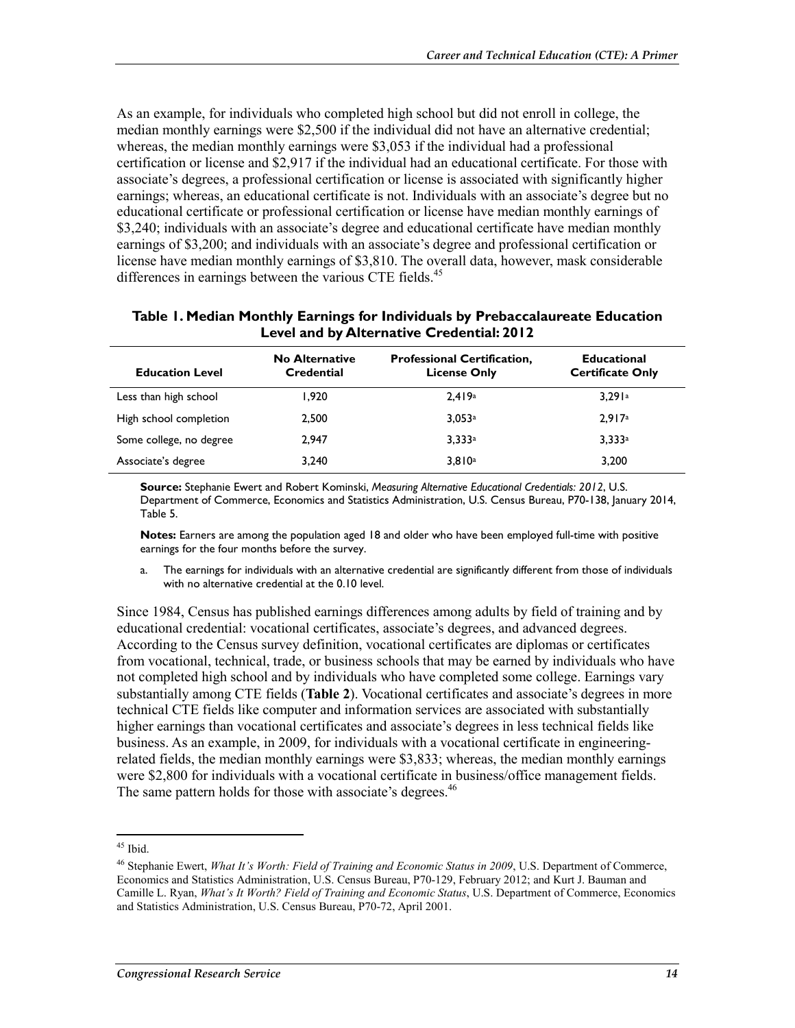As an example, for individuals who completed high school but did not enroll in college, the median monthly earnings were $2,500 if the individual did not have an alternative credential; whereas, the median monthly earnings were $3,053 if the individual had a professional certification or license and $2,917 if the individual had an educational certificate. For those with associate's degrees, a professional certification or license is associated with significantly higher earnings; whereas, an educational certificate is not. Individuals with an associate's degree but no educational certificate or professional certification or license have median monthly earnings of $3,240; individuals with an associate's degree and educational certificate have median monthly earnings of $3,200; and individuals with an associate's degree and professional certification or license have median monthly earnings of $3,810. The overall data, however, mask considerable differences in earnings between the various CTE fields.[45]

**Table 1. Median Monthly Earnings for Individuals by Prebaccalaureate Education Level and by Alternative Credential: 2012**

| Education Level | No Alternative Credential | Professional Certification, License Only | Educational Certificate Only |
|---|---|---|---|
| Less than high school | 1,920 | 2,419[a] | 3,291[a] |
| High school completion | 2,500 | 3,053[a] | 2,917[a] |
| Some college, no degree | 2,947 | 3,333[a] | 3,333[a] |
| Associate's degree | 3,240 | 3,810[a] | 3,200 |

**Source:** Stephanie Ewert and Robert Kominski, *Measuring Alternative Educational Credentials: 2012*, U.S. Department of Commerce, Economics and Statistics Administration, U.S. Census Bureau, P70-138, January 2014, Table 5.

**Notes:** Earners are among the population aged 18 and older who have been employed full-time with positive earnings for the four months before the survey.

a. The earnings for individuals with an alternative credential are significantly different from those of individuals with no alternative credential at the 0.10 level.

Since 1984, Census has published earnings differences among adults by field of training and by educational credential: vocational certificates, associate's degrees, and advanced degrees. According to the Census survey definition, vocational certificates are diplomas or certificates from vocational, technical, trade, or business schools that may be earned by individuals who have not completed high school and by individuals who have completed some college. Earnings vary substantially among CTE fields (**Table 2**). Vocational certificates and associate's degrees in more technical CTE fields like computer and information services are associated with substantially higher earnings than vocational certificates and associate's degrees in less technical fields like business. As an example, in 2009, for individuals with a vocational certificate in engineering-related fields, the median monthly earnings were $3,833; whereas, the median monthly earnings were $2,800 for individuals with a vocational certificate in business/office management fields. The same pattern holds for those with associate's degrees.[46]

---

[45] Ibid.

[46] Stephanie Ewert, *What It's Worth: Field of Training and Economic Status in 2009*, U.S. Department of Commerce, Economics and Statistics Administration, U.S. Census Bureau, P70-129, February 2012; and Kurt J. Bauman and Camille L. Ryan, *What's It Worth? Field of Training and Economic Status*, U.S. Department of Commerce, Economics and Statistics Administration, U.S. Census Bureau, P70-72, April 2001.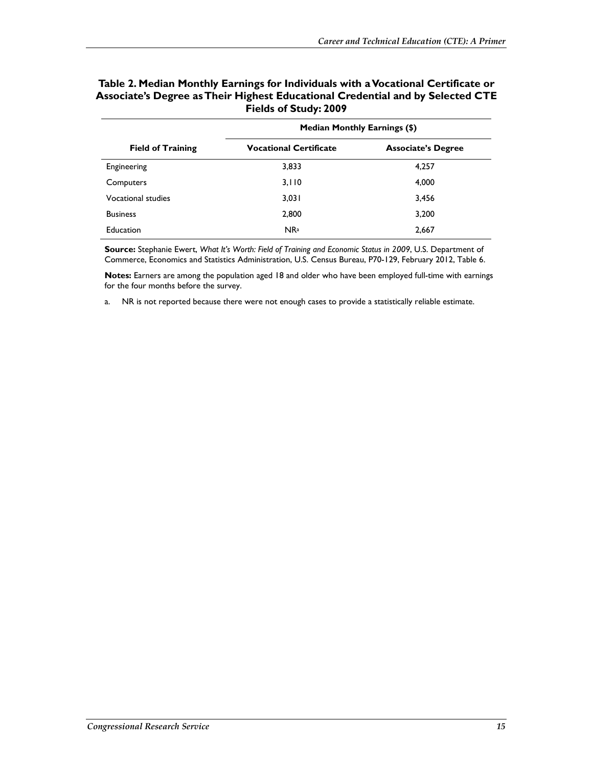**Table 2. Median Monthly Earnings for Individuals with a Vocational Certificate or Associate's Degree as Their Highest Educational Credential and by Selected CTE Fields of Study: 2009**

| Field of Training | Median Monthly Earnings ($) | |
|---|---|---|
| | Vocational Certificate | Associate's Degree |
| Engineering | 3,833 | 4,257 |
| Computers | 3,110 | 4,000 |
| Vocational studies | 3,031 | 3,456 |
| Business | 2,800 | 3,200 |
| Education | NR[a] | 2,667 |

**Source:** Stephanie Ewert, *What It's Worth: Field of Training and Economic Status in 2009*, U.S. Department of Commerce, Economics and Statistics Administration, U.S. Census Bureau, P70-129, February 2012, Table 6.

**Notes:** Earners are among the population aged 18 and older who have been employed full-time with earnings for the four months before the survey.

a. NR is not reported because there were not enough cases to provide a statistically reliable estimate.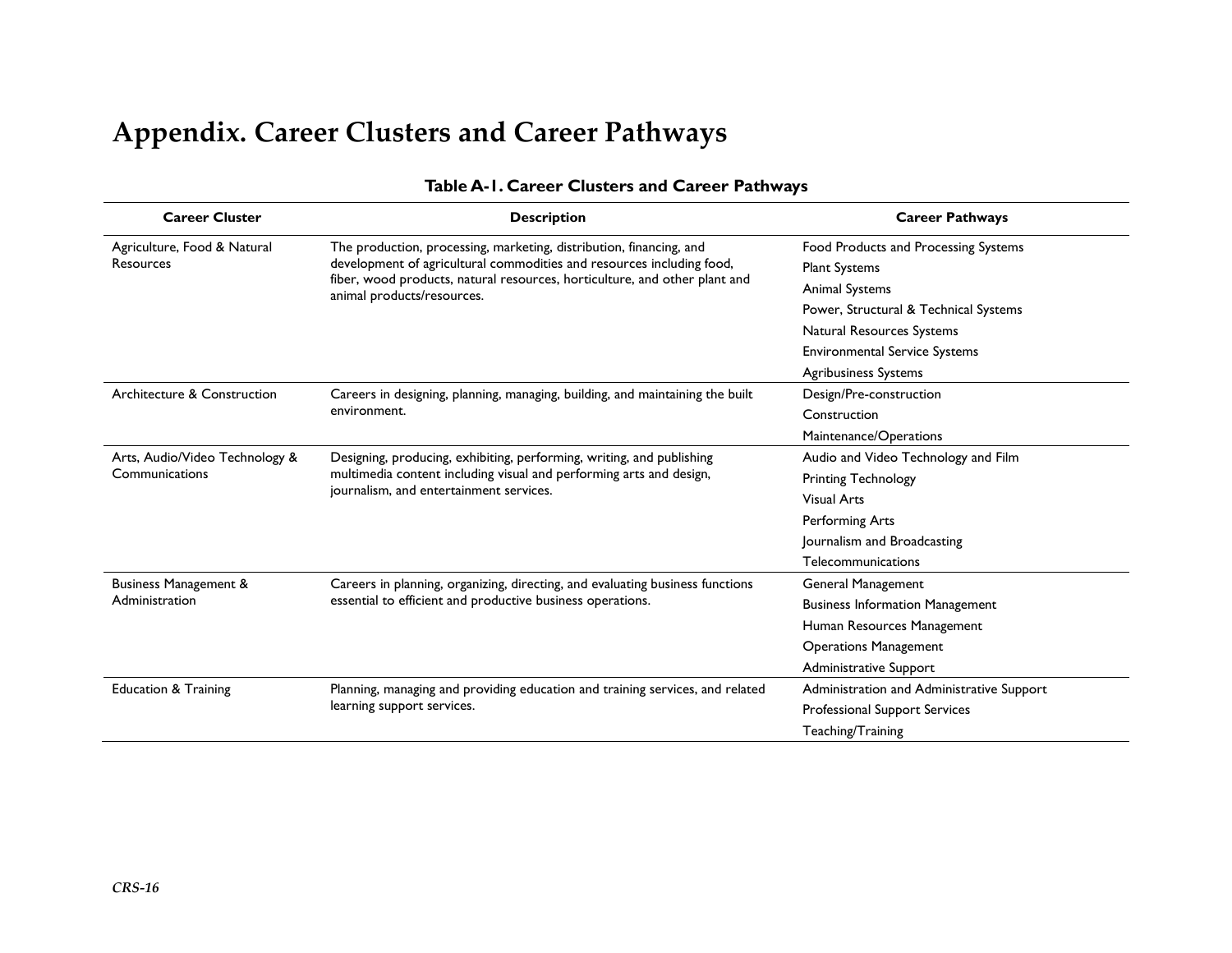# Appendix. Career Clusters and Career Pathways

**Table A-1. Career Clusters and Career Pathways**

| Career Cluster | Description | Career Pathways |
|---|---|---|
| Agriculture, Food & Natural Resources | The production, processing, marketing, distribution, financing, and development of agricultural commodities and resources including food, fiber, wood products, natural resources, horticulture, and other plant and animal products/resources. | Food Products and Processing Systems<br>Plant Systems<br>Animal Systems<br>Power, Structural & Technical Systems<br>Natural Resources Systems<br>Environmental Service Systems<br>Agribusiness Systems |
| Architecture & Construction | Careers in designing, planning, managing, building, and maintaining the built environment. | Design/Pre-construction<br>Construction<br>Maintenance/Operations |
| Arts, Audio/Video Technology & Communications | Designing, producing, exhibiting, performing, writing, and publishing multimedia content including visual and performing arts and design, journalism, and entertainment services. | Audio and Video Technology and Film<br>Printing Technology<br>Visual Arts<br>Performing Arts<br>Journalism and Broadcasting<br>Telecommunications |
| Business Management & Administration | Careers in planning, organizing, directing, and evaluating business functions essential to efficient and productive business operations. | General Management<br>Business Information Management<br>Human Resources Management<br>Operations Management<br>Administrative Support |
| Education & Training | Planning, managing and providing education and training services, and related learning support services. | Administration and Administrative Support<br>Professional Support Services<br>Teaching/Training |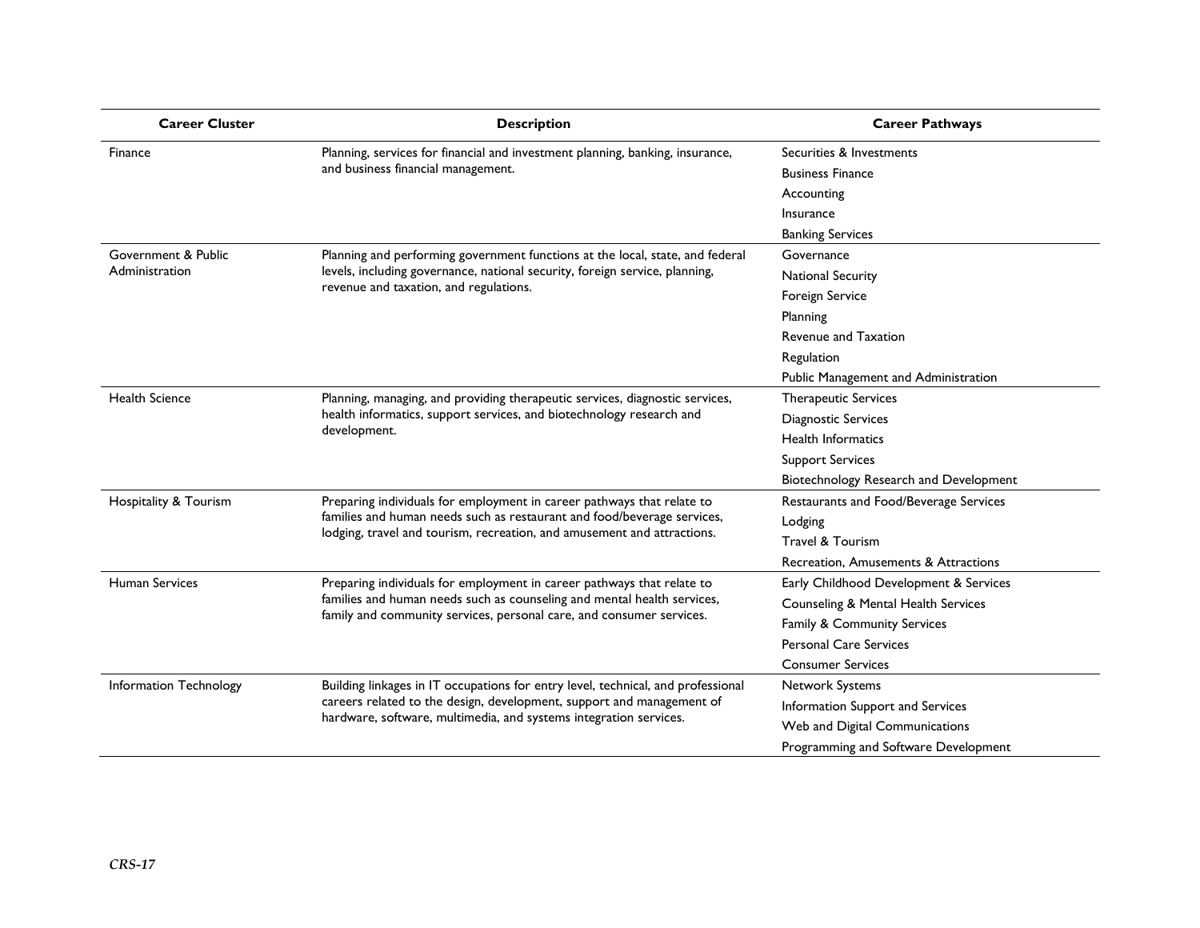| Career Cluster | Description | Career Pathways |
|---|---|---|
| Finance | Planning, services for financial and investment planning, banking, insurance, and business financial management. | Securities & Investments<br>Business Finance<br>Accounting<br>Insurance<br>Banking Services |
| Government & Public Administration | Planning and performing government functions at the local, state, and federal levels, including governance, national security, foreign service, planning, revenue and taxation, and regulations. | Governance<br>National Security<br>Foreign Service<br>Planning<br>Revenue and Taxation<br>Regulation<br>Public Management and Administration |
| Health Science | Planning, managing, and providing therapeutic services, diagnostic services, health informatics, support services, and biotechnology research and development. | Therapeutic Services<br>Diagnostic Services<br>Health Informatics<br>Support Services<br>Biotechnology Research and Development |
| Hospitality & Tourism | Preparing individuals for employment in career pathways that relate to families and human needs such as restaurant and food/beverage services, lodging, travel and tourism, recreation, and amusement and attractions. | Restaurants and Food/Beverage Services<br>Lodging<br>Travel & Tourism<br>Recreation, Amusements & Attractions |
| Human Services | Preparing individuals for employment in career pathways that relate to families and human needs such as counseling and mental health services, family and community services, personal care, and consumer services. | Early Childhood Development & Services<br>Counseling & Mental Health Services<br>Family & Community Services<br>Personal Care Services<br>Consumer Services |
| Information Technology | Building linkages in IT occupations for entry level, technical, and professional careers related to the design, development, support and management of hardware, software, multimedia, and systems integration services. | Network Systems<br>Information Support and Services<br>Web and Digital Communications<br>Programming and Software Development |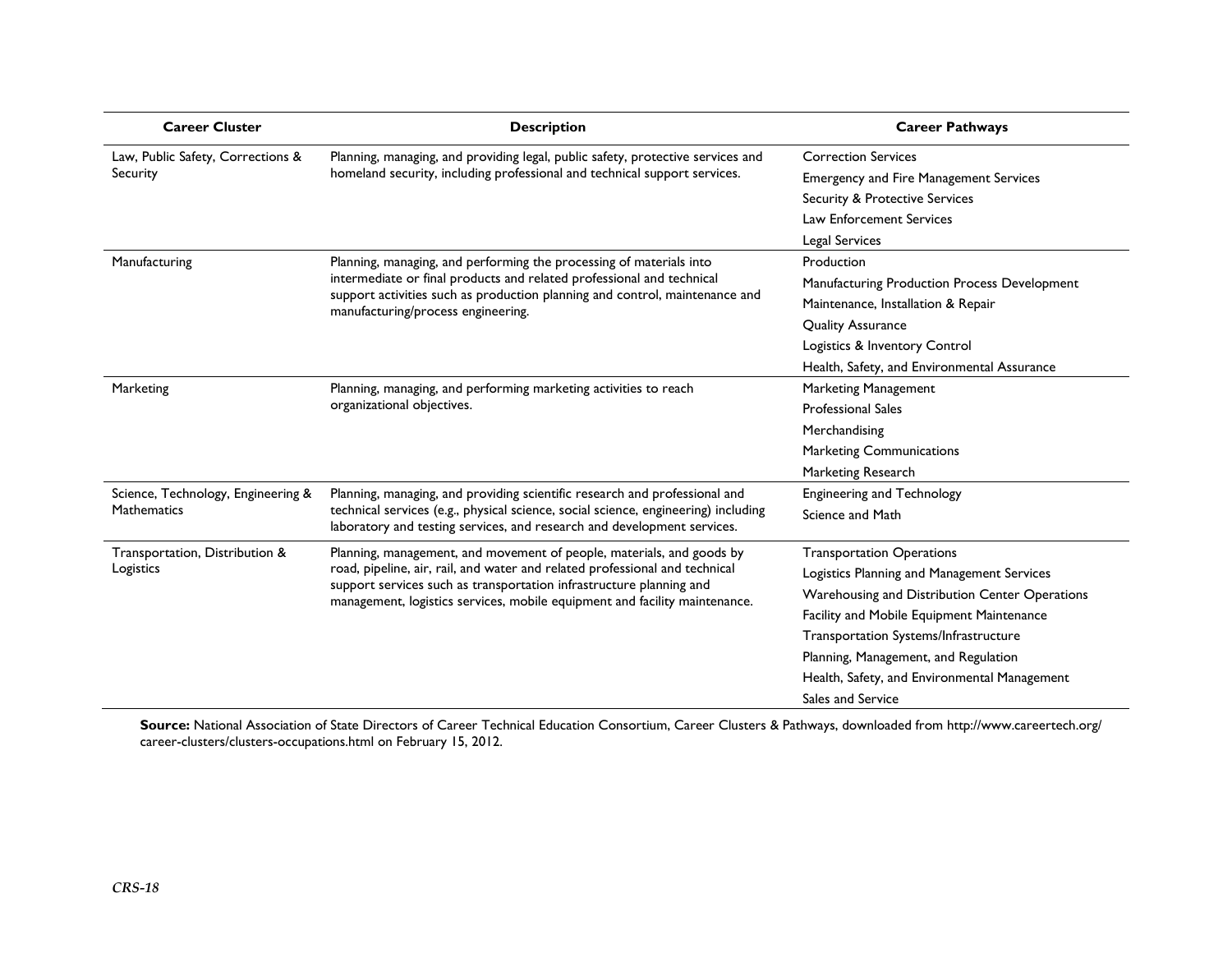| Career Cluster | Description | Career Pathways |
|---|---|---|
| Law, Public Safety, Corrections & Security | Planning, managing, and providing legal, public safety, protective services and homeland security, including professional and technical support services. | Correction Services<br>Emergency and Fire Management Services<br>Security & Protective Services<br>Law Enforcement Services<br>Legal Services |
| Manufacturing | Planning, managing, and performing the processing of materials into intermediate or final products and related professional and technical support activities such as production planning and control, maintenance and manufacturing/process engineering. | Production<br>Manufacturing Production Process Development<br>Maintenance, Installation & Repair<br>Quality Assurance<br>Logistics & Inventory Control<br>Health, Safety, and Environmental Assurance |
| Marketing | Planning, managing, and performing marketing activities to reach organizational objectives. | Marketing Management<br>Professional Sales<br>Merchandising<br>Marketing Communications<br>Marketing Research |
| Science, Technology, Engineering & Mathematics | Planning, managing, and providing scientific research and professional and technical services (e.g., physical science, social science, engineering) including laboratory and testing services, and research and development services. | Engineering and Technology<br>Science and Math |
| Transportation, Distribution & Logistics | Planning, management, and movement of people, materials, and goods by road, pipeline, air, rail, and water and related professional and technical support services such as transportation infrastructure planning and management, logistics services, mobile equipment and facility maintenance. | Transportation Operations<br>Logistics Planning and Management Services<br>Warehousing and Distribution Center Operations<br>Facility and Mobile Equipment Maintenance<br>Transportation Systems/Infrastructure<br>Planning, Management, and Regulation<br>Health, Safety, and Environmental Management<br>Sales and Service |

**Source:** National Association of State Directors of Career Technical Education Consortium, Career Clusters & Pathways, downloaded from http://www.careertech.org/career-clusters/clusters-occupations.html on February 15, 2012.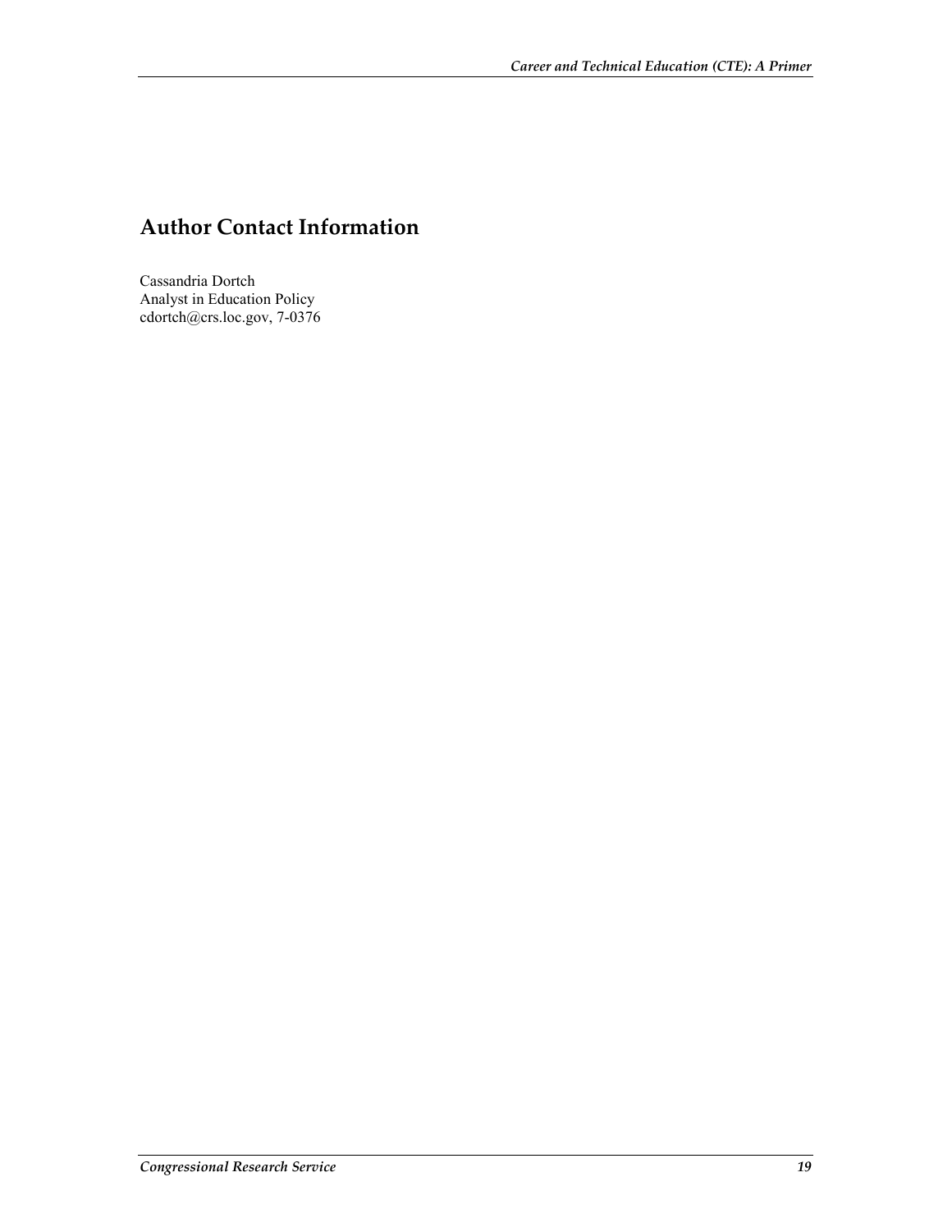## Author Contact Information

Cassandria Dortch
Analyst in Education Policy
cdortch@crs.loc.gov, 7-0376